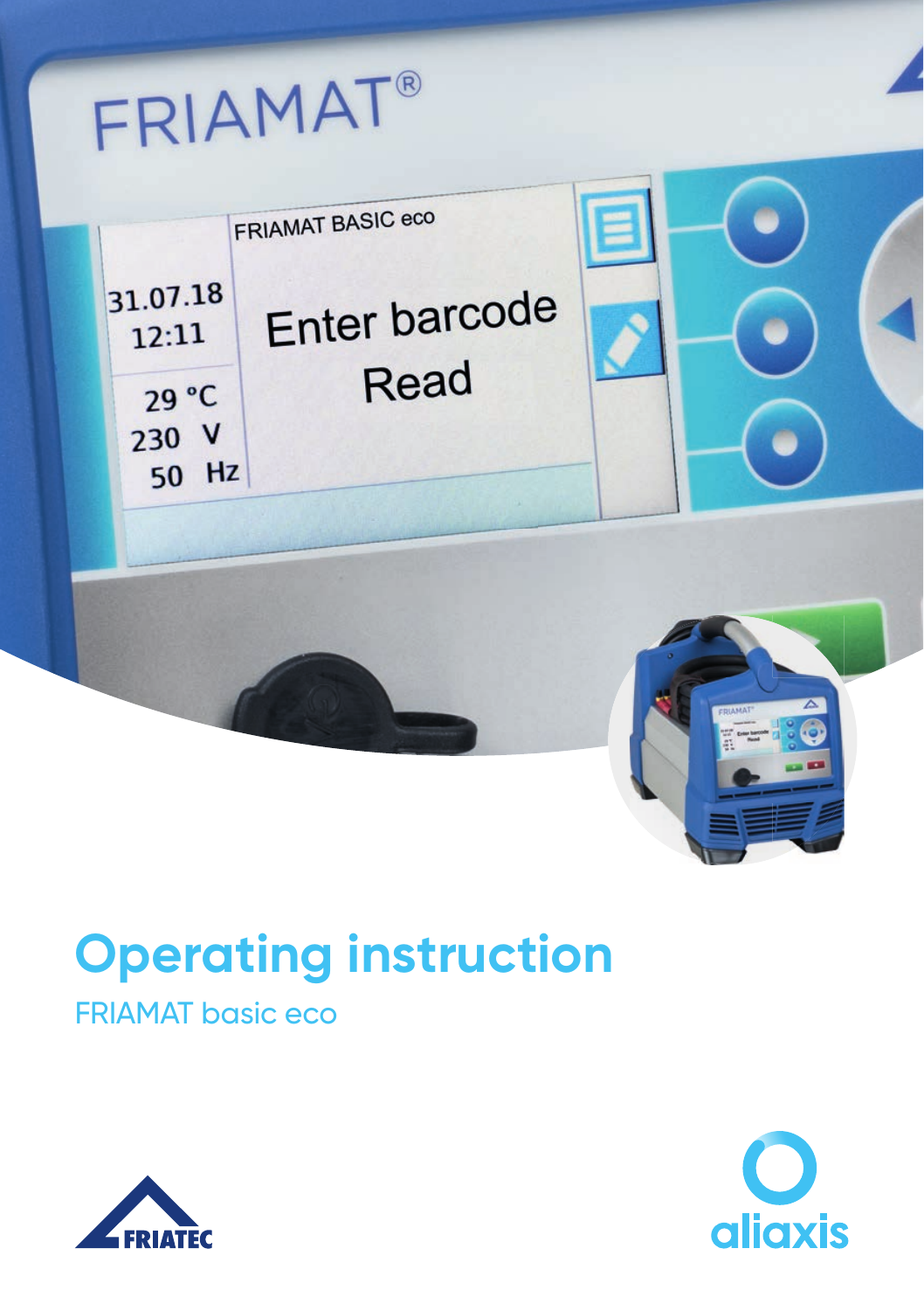# Operating instruction

FRIAMAT basic eco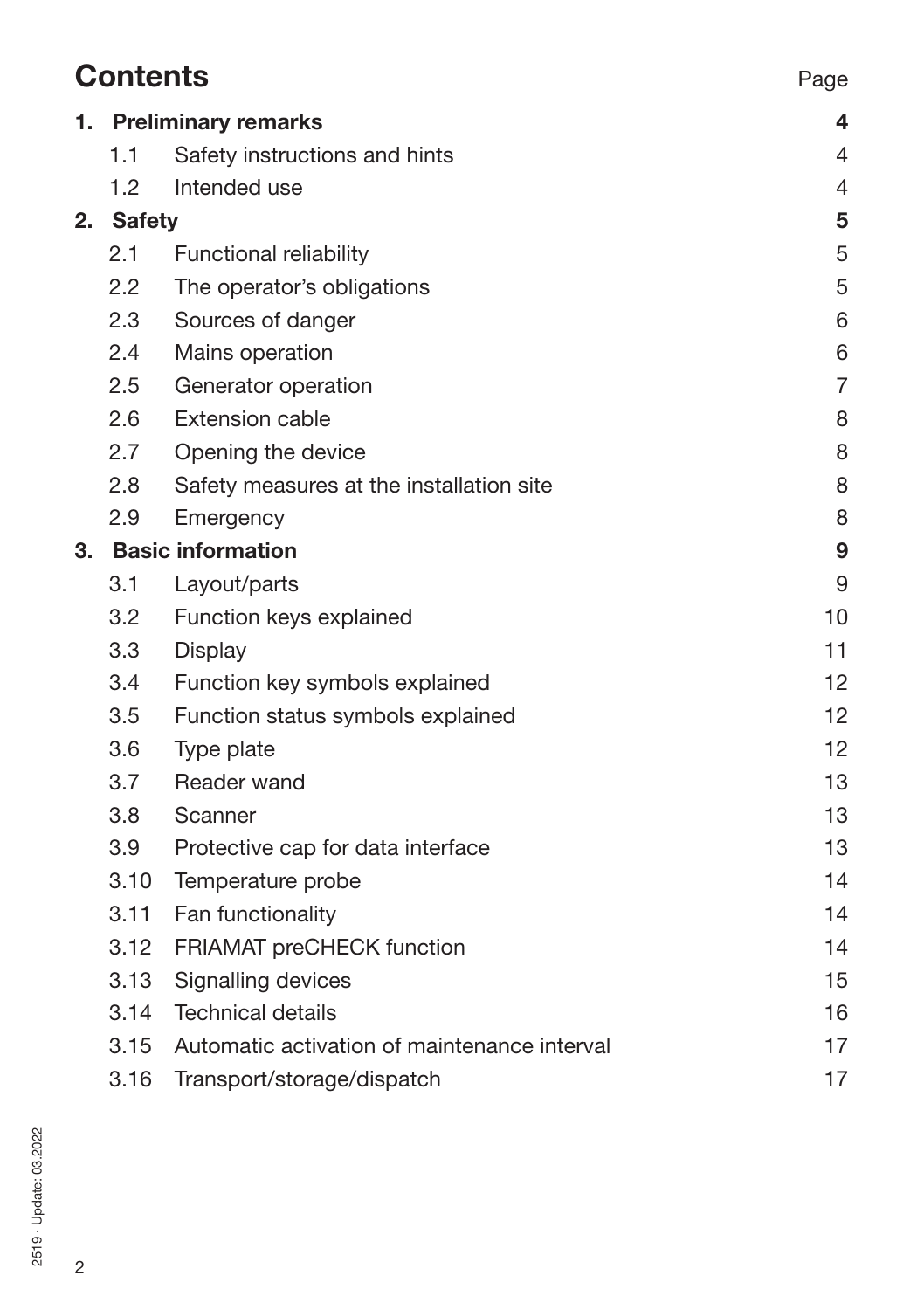# Contents

| | | Page |
|---|---|---|
| **1.** | **Preliminary remarks** | **4** |
| 1.1 | Safety instructions and hints | 4 |
| 1.2 | Intended use | 4 |
| **2.** | **Safety** | **5** |
| 2.1 | Functional reliability | 5 |
| 2.2 | The operator's obligations | 5 |
| 2.3 | Sources of danger | 6 |
| 2.4 | Mains operation | 6 |
| 2.5 | Generator operation | 7 |
| 2.6 | Extension cable | 8 |
| 2.7 | Opening the device | 8 |
| 2.8 | Safety measures at the installation site | 8 |
| 2.9 | Emergency | 8 |
| **3.** | **Basic information** | **9** |
| 3.1 | Layout/parts | 9 |
| 3.2 | Function keys explained | 10 |
| 3.3 | Display | 11 |
| 3.4 | Function key symbols explained | 12 |
| 3.5 | Function status symbols explained | 12 |
| 3.6 | Type plate | 12 |
| 3.7 | Reader wand | 13 |
| 3.8 | Scanner | 13 |
| 3.9 | Protective cap for data interface | 13 |
| 3.10 | Temperature probe | 14 |
| 3.11 | Fan functionality | 14 |
| 3.12 | FRIAMAT preCHECK function | 14 |
| 3.13 | Signalling devices | 15 |
| 3.14 | Technical details | 16 |
| 3.15 | Automatic activation of maintenance interval | 17 |
| 3.16 | Transport/storage/dispatch | 17 |

2519 · Update: 03.2022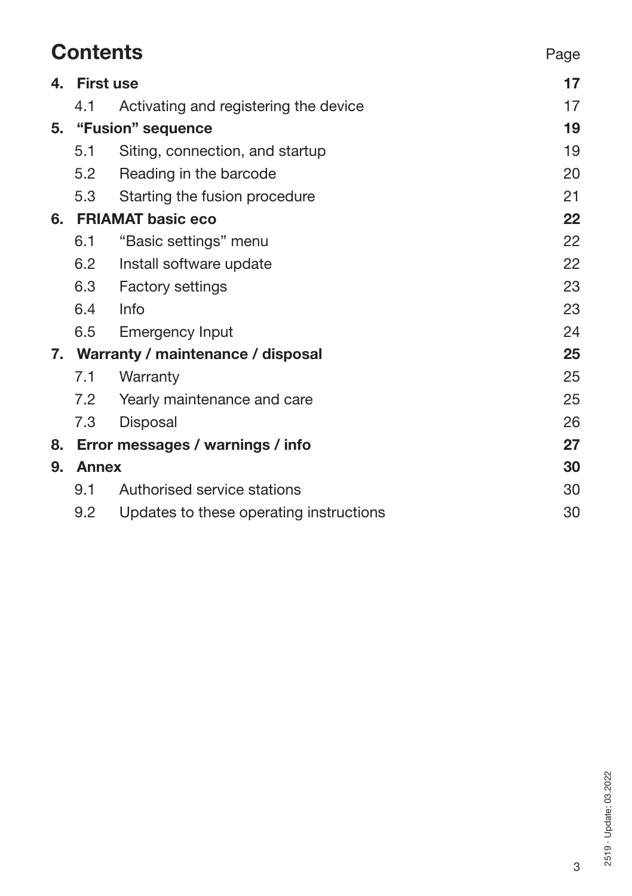## Contents

| | | Page |
|---|---|---|
| **4.** | **First use** | **17** |
| 4.1 | Activating and registering the device | 17 |
| **5.** | **“Fusion” sequence** | **19** |
| 5.1 | Siting, connection, and startup | 19 |
| 5.2 | Reading in the barcode | 20 |
| 5.3 | Starting the fusion procedure | 21 |
| **6.** | **FRIAMAT basic eco** | **22** |
| 6.1 | “Basic settings” menu | 22 |
| 6.2 | Install software update | 22 |
| 6.3 | Factory settings | 23 |
| 6.4 | Info | 23 |
| 6.5 | Emergency Input | 24 |
| **7.** | **Warranty / maintenance / disposal** | **25** |
| 7.1 | Warranty | 25 |
| 7.2 | Yearly maintenance and care | 25 |
| 7.3 | Disposal | 26 |
| **8.** | **Error messages / warnings / info** | **27** |
| **9.** | **Annex** | **30** |
| 9.1 | Authorised service stations | 30 |
| 9.2 | Updates to these operating instructions | 30 |

2519 · Update: 03.2022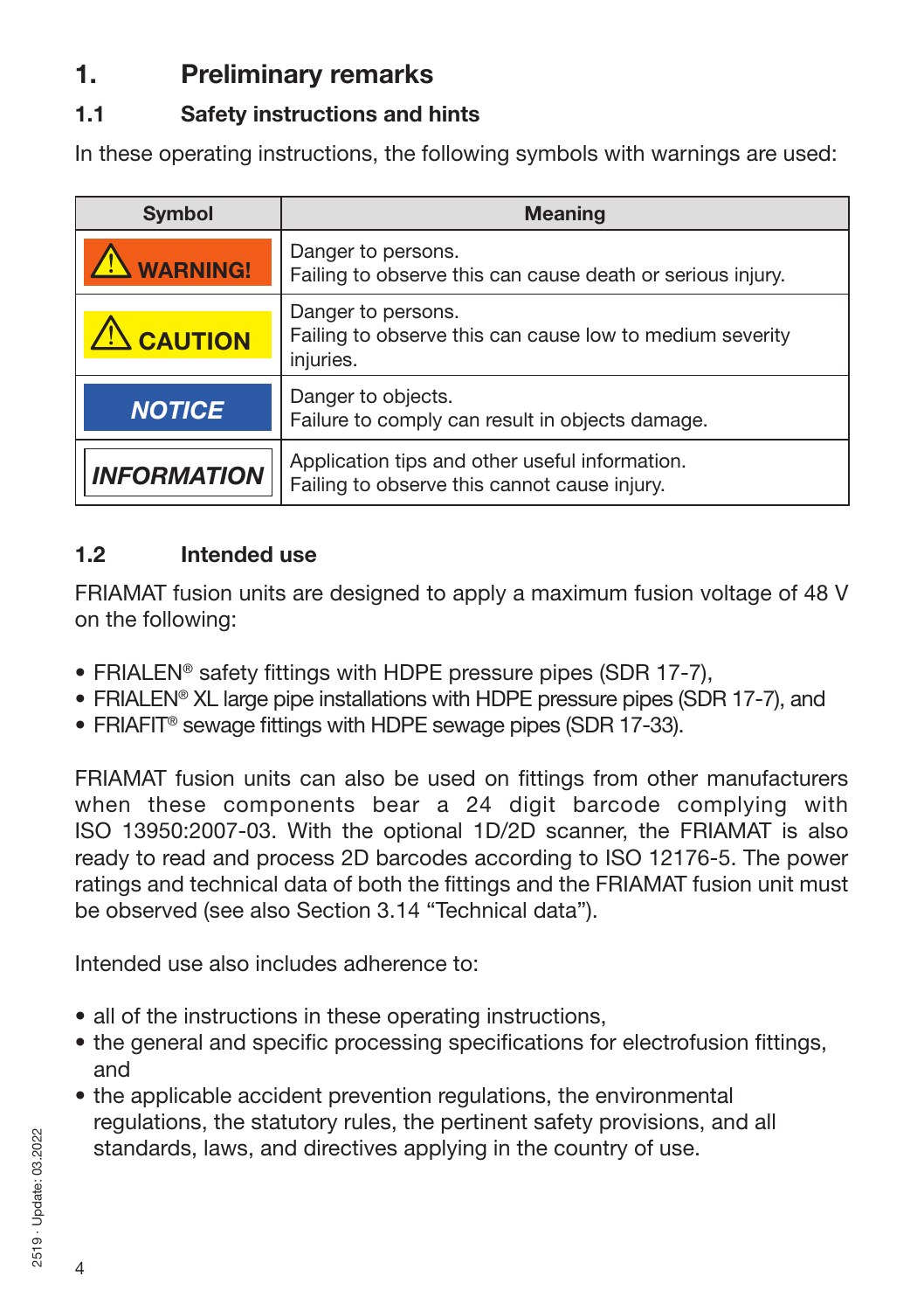# 1. Preliminary remarks

## 1.1 Safety instructions and hints

In these operating instructions, the following symbols with warnings are used:

| Symbol | Meaning |
|---|---|
| ⚠ WARNING! | Danger to persons.<br>Failing to observe this can cause death or serious injury. |
| ⚠ CAUTION | Danger to persons.<br>Failing to observe this can cause low to medium severity injuries. |
| *NOTICE* | Danger to objects.<br>Failure to comply can result in objects damage. |
| *INFORMATION* | Application tips and other useful information.<br>Failing to observe this cannot cause injury. |

## 1.2 Intended use

FRIAMAT fusion units are designed to apply a maximum fusion voltage of 48 V on the following:

- FRIALEN® safety fittings with HDPE pressure pipes (SDR 17-7),
- FRIALEN® XL large pipe installations with HDPE pressure pipes (SDR 17-7), and
- FRIAFIT® sewage fittings with HDPE sewage pipes (SDR 17-33).

FRIAMAT fusion units can also be used on fittings from other manufacturers when these components bear a 24 digit barcode complying with ISO 13950:2007-03. With the optional 1D/2D scanner, the FRIAMAT is also ready to read and process 2D barcodes according to ISO 12176-5. The power ratings and technical data of both the fittings and the FRIAMAT fusion unit must be observed (see also Section 3.14 "Technical data").

Intended use also includes adherence to:

- all of the instructions in these operating instructions,
- the general and specific processing specifications for electrofusion fittings, and
- the applicable accident prevention regulations, the environmental regulations, the statutory rules, the pertinent safety provisions, and all standards, laws, and directives applying in the country of use.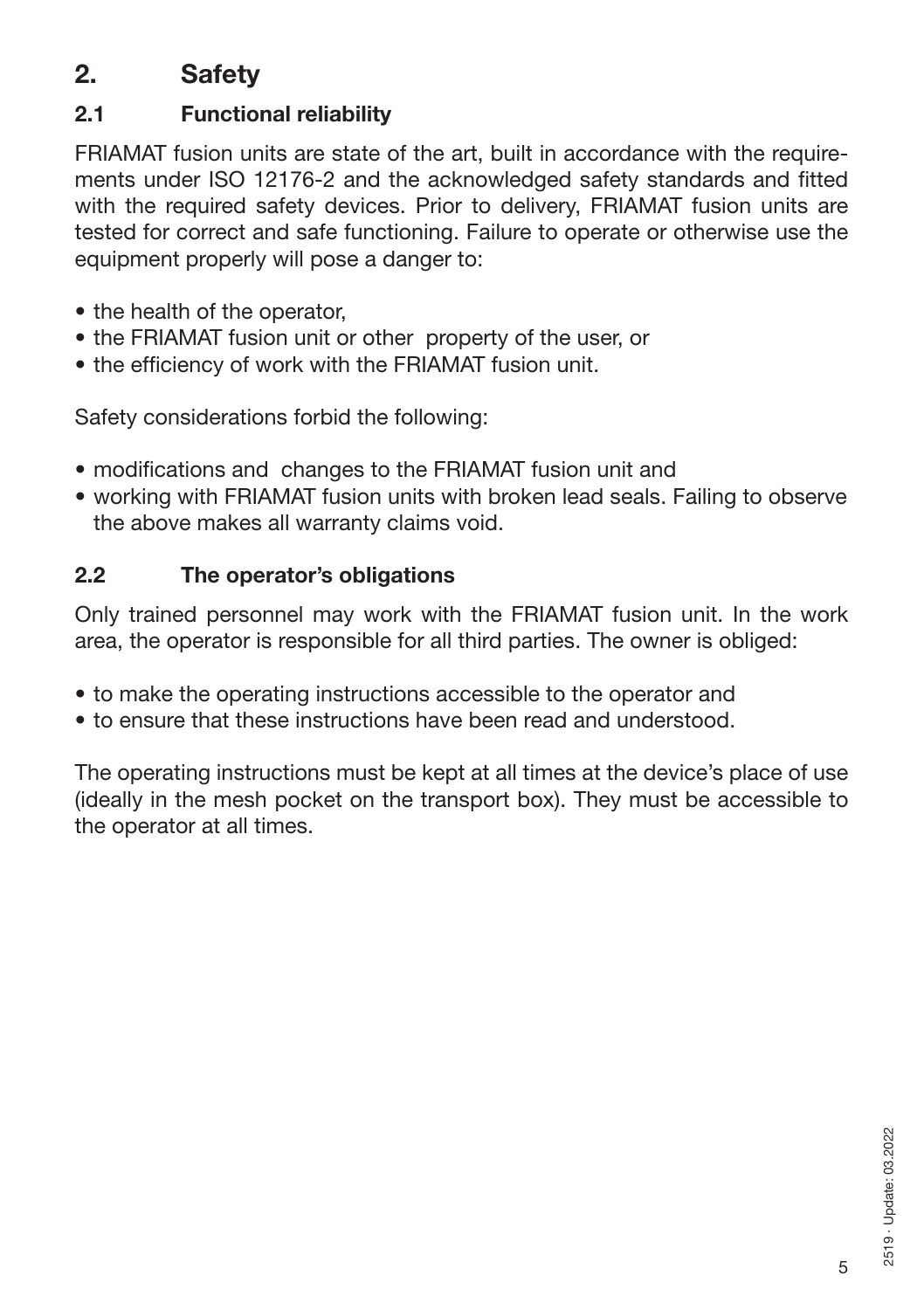# 2. Safety

## 2.1 Functional reliability

FRIAMAT fusion units are state of the art, built in accordance with the requirements under ISO 12176-2 and the acknowledged safety standards and fitted with the required safety devices. Prior to delivery, FRIAMAT fusion units are tested for correct and safe functioning. Failure to operate or otherwise use the equipment properly will pose a danger to:

- the health of the operator,
- the FRIAMAT fusion unit or other property of the user, or
- the efficiency of work with the FRIAMAT fusion unit.

Safety considerations forbid the following:

- modifications and changes to the FRIAMAT fusion unit and
- working with FRIAMAT fusion units with broken lead seals. Failing to observe the above makes all warranty claims void.

## 2.2 The operator's obligations

Only trained personnel may work with the FRIAMAT fusion unit. In the work area, the operator is responsible for all third parties. The owner is obliged:

- to make the operating instructions accessible to the operator and
- to ensure that these instructions have been read and understood.

The operating instructions must be kept at all times at the device's place of use (ideally in the mesh pocket on the transport box). They must be accessible to the operator at all times.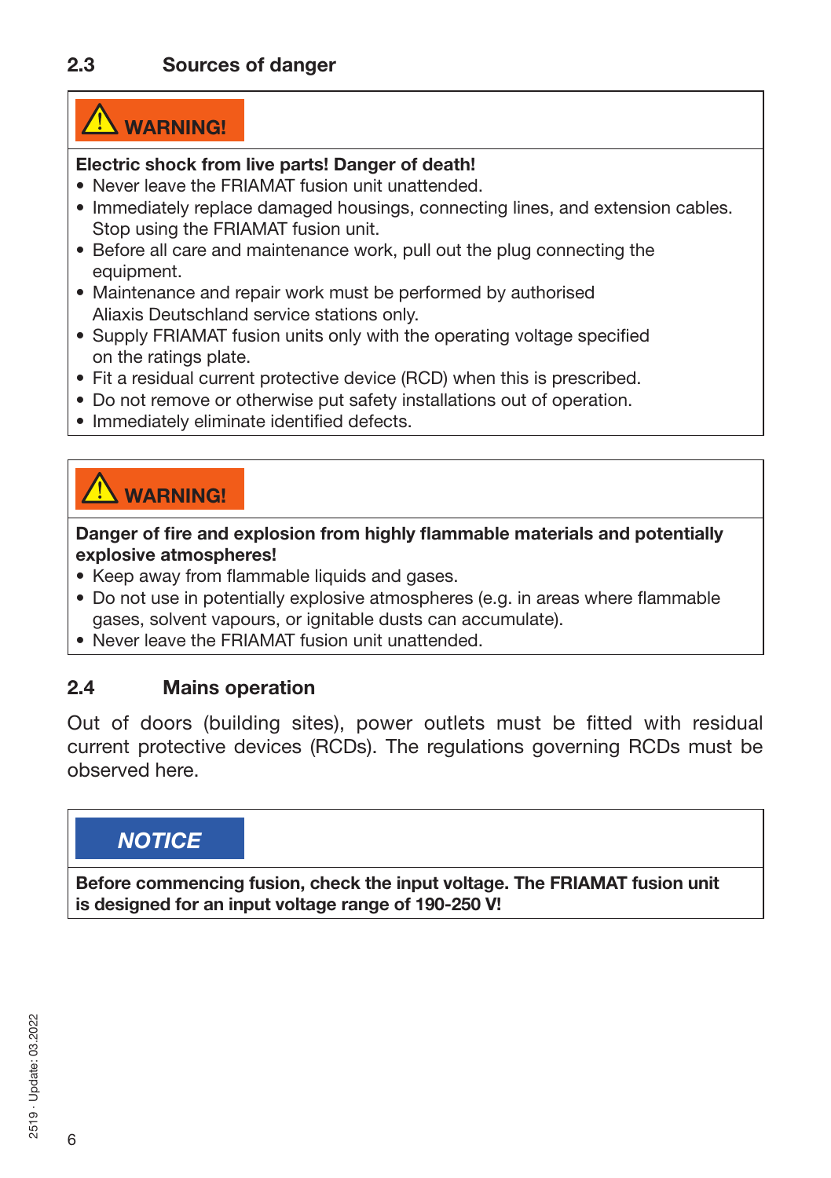## 2.3 Sources of danger

> ⚠ **WARNING!**
>
> **Electric shock from live parts! Danger of death!**
> - Never leave the FRIAMAT fusion unit unattended.
> - Immediately replace damaged housings, connecting lines, and extension cables. Stop using the FRIAMAT fusion unit.
> - Before all care and maintenance work, pull out the plug connecting the equipment.
> - Maintenance and repair work must be performed by authorised Aliaxis Deutschland service stations only.
> - Supply FRIAMAT fusion units only with the operating voltage specified on the ratings plate.
> - Fit a residual current protective device (RCD) when this is prescribed.
> - Do not remove or otherwise put safety installations out of operation.
> - Immediately eliminate identified defects.

> ⚠ **WARNING!**
>
> **Danger of fire and explosion from highly flammable materials and potentially explosive atmospheres!**
> - Keep away from flammable liquids and gases.
> - Do not use in potentially explosive atmospheres (e.g. in areas where flammable gases, solvent vapours, or ignitable dusts can accumulate).
> - Never leave the FRIAMAT fusion unit unattended.

## 2.4 Mains operation

Out of doors (building sites), power outlets must be fitted with residual current protective devices (RCDs). The regulations governing RCDs must be observed here.

> ***NOTICE***
>
> **Before commencing fusion, check the input voltage. The FRIAMAT fusion unit is designed for an input voltage range of 190-250 V!**

2519 · Update: 03.2022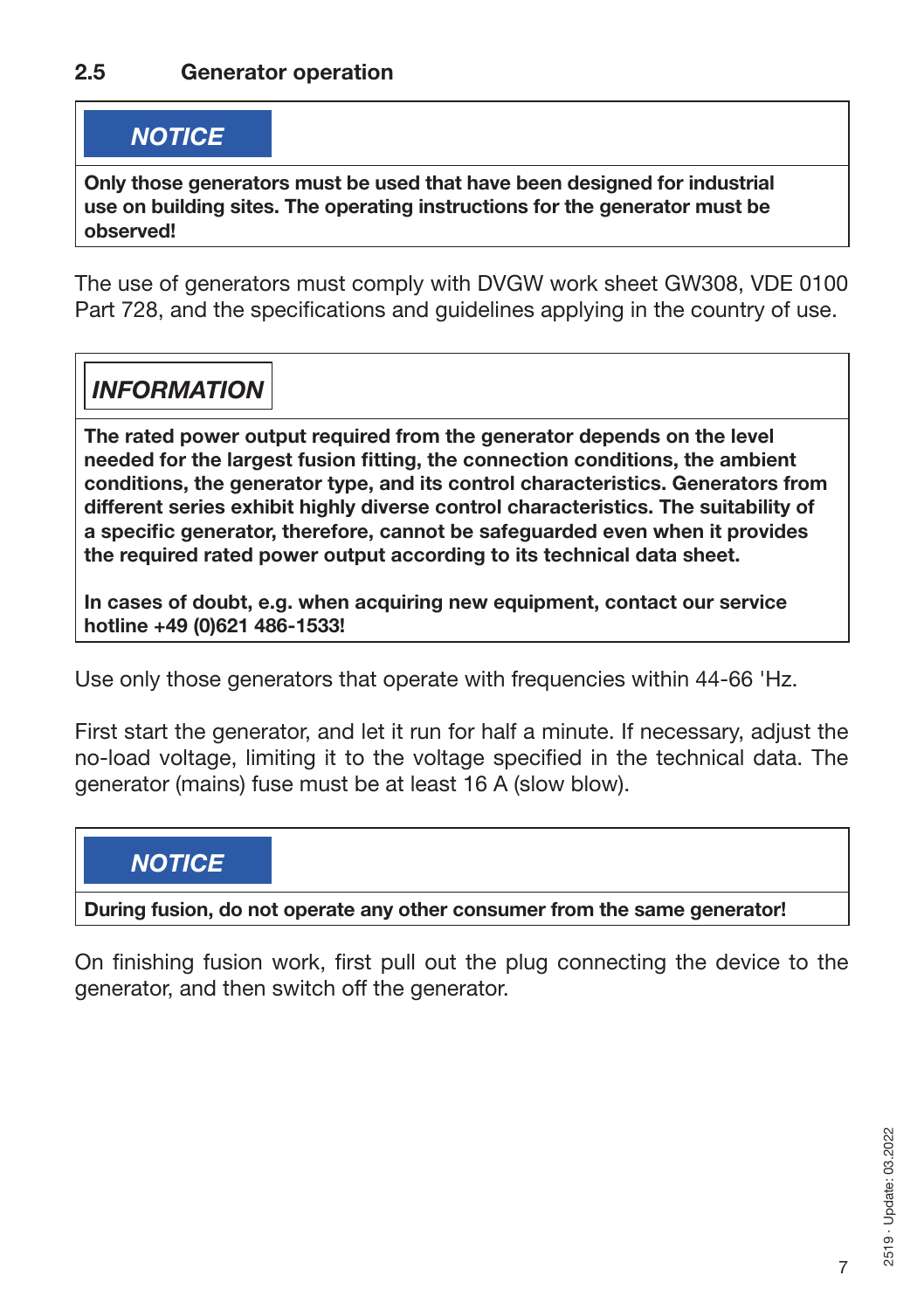## 2.5 Generator operation

> **NOTICE**
>
> **Only those generators must be used that have been designed for industrial use on building sites. The operating instructions for the generator must be observed!**

The use of generators must comply with DVGW work sheet GW308, VDE 0100 Part 728, and the specifications and guidelines applying in the country of use.

> ***INFORMATION***
>
> **The rated power output required from the generator depends on the level needed for the largest fusion fitting, the connection conditions, the ambient conditions, the generator type, and its control characteristics. Generators from different series exhibit highly diverse control characteristics. The suitability of a specific generator, therefore, cannot be safeguarded even when it provides the required rated power output according to its technical data sheet.**
>
> **In cases of doubt, e.g. when acquiring new equipment, contact our service hotline +49 (0)621 486-1533!**

Use only those generators that operate with frequencies within 44-66 'Hz.

First start the generator, and let it run for half a minute. If necessary, adjust the no-load voltage, limiting it to the voltage specified in the technical data. The generator (mains) fuse must be at least 16 A (slow blow).

> **NOTICE**
>
> **During fusion, do not operate any other consumer from the same generator!**

On finishing fusion work, first pull out the plug connecting the device to the generator, and then switch off the generator.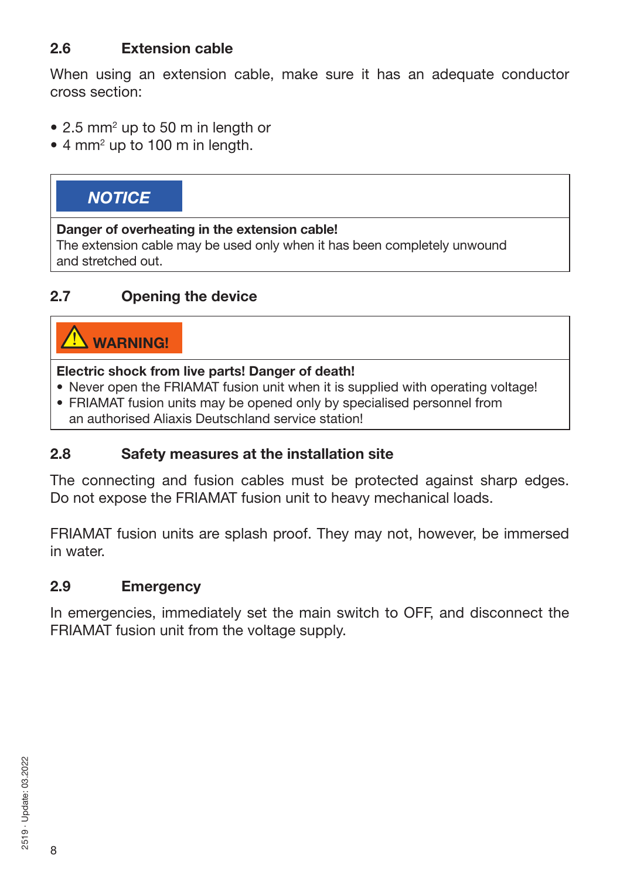## 2.6 Extension cable

When using an extension cable, make sure it has an adequate conductor cross section:

- 2.5 $mm^2$ up to 50 m in length or
- 4 $mm^2$ up to 100 m in length.

> **NOTICE**
>
> **Danger of overheating in the extension cable!**
> The extension cable may be used only when it has been completely unwound and stretched out.

## 2.7 Opening the device

> **WARNING!**
>
> **Electric shock from live parts! Danger of death!**
> - Never open the FRIAMAT fusion unit when it is supplied with operating voltage!
> - FRIAMAT fusion units may be opened only by specialised personnel from an authorised Aliaxis Deutschland service station!

## 2.8 Safety measures at the installation site

The connecting and fusion cables must be protected against sharp edges. Do not expose the FRIAMAT fusion unit to heavy mechanical loads.

FRIAMAT fusion units are splash proof. They may not, however, be immersed in water.

## 2.9 Emergency

In emergencies, immediately set the main switch to OFF, and disconnect the FRIAMAT fusion unit from the voltage supply.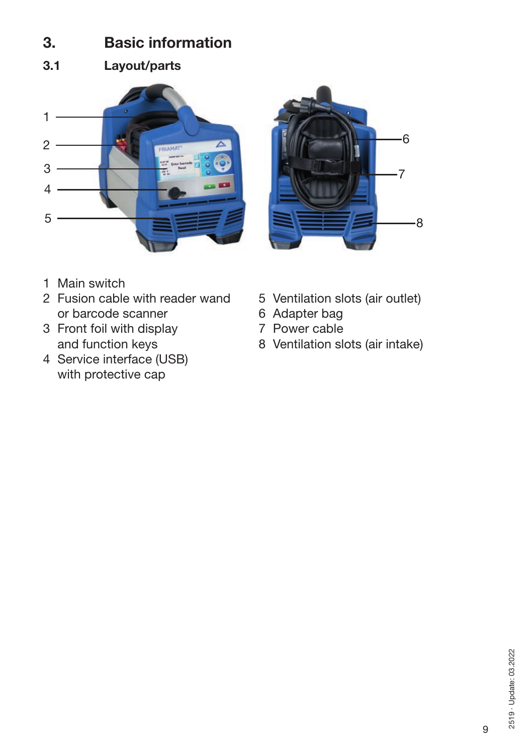# 3. Basic information

## 3.1 Layout/parts

1. Main switch
2. Fusion cable with reader wand or barcode scanner
3. Front foil with display and function keys
4. Service interface (USB) with protective cap
5. Ventilation slots (air outlet)
6. Adapter bag
7. Power cable
8. Ventilation slots (air intake)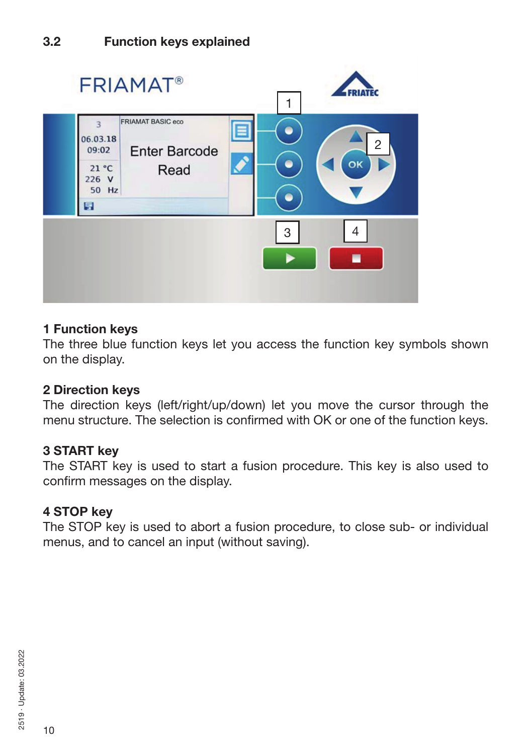## 3.2 Function keys explained

**1 Function keys**
The three blue function keys let you access the function key symbols shown on the display.

**2 Direction keys**
The direction keys (left/right/up/down) let you move the cursor through the menu structure. The selection is confirmed with OK or one of the function keys.

**3 START key**
The START key is used to start a fusion procedure. This key is also used to confirm messages on the display.

**4 STOP key**
The STOP key is used to abort a fusion procedure, to close sub- or individual menus, and to cancel an input (without saving).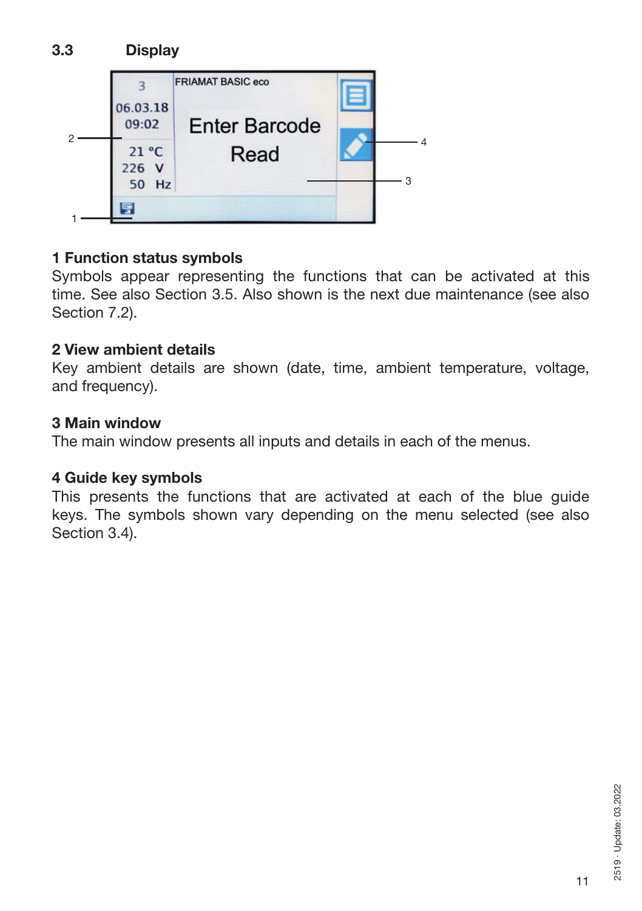## 3.3 Display

**1 Function status symbols**
Symbols appear representing the functions that can be activated at this time. See also Section 3.5. Also shown is the next due maintenance (see also Section 7.2).

**2 View ambient details**
Key ambient details are shown (date, time, ambient temperature, voltage, and frequency).

**3 Main window**
The main window presents all inputs and details in each of the menus.

**4 Guide key symbols**
This presents the functions that are activated at each of the blue guide keys. The symbols shown vary depending on the menu selected (see also Section 3.4).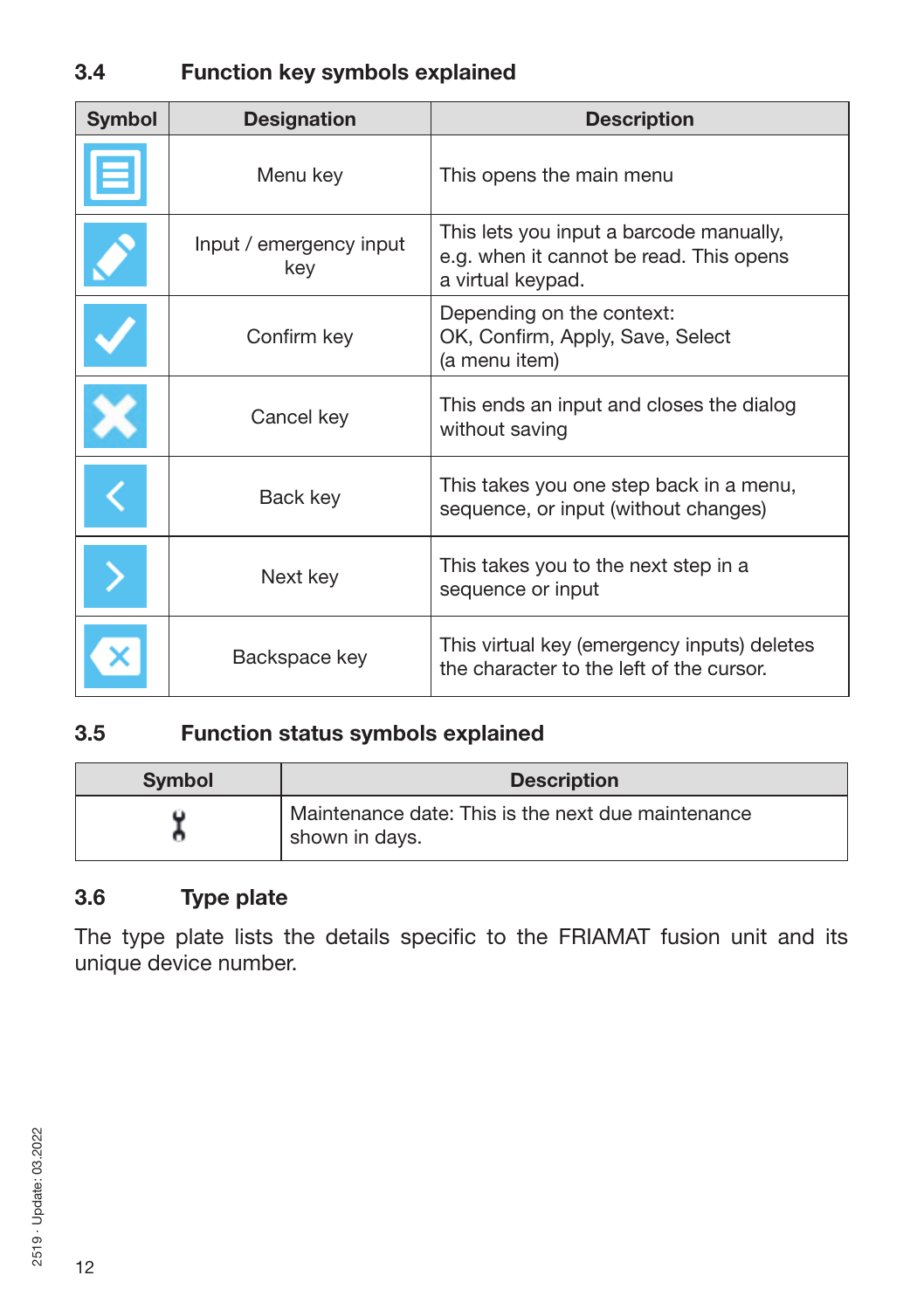## 3.4 Function key symbols explained

| Symbol | Designation | Description |
|---|---|---|
| | Menu key | This opens the main menu |
| | Input / emergency input key | This lets you input a barcode manually, e.g. when it cannot be read. This opens a virtual keypad. |
| | Confirm key | Depending on the context: OK, Confirm, Apply, Save, Select (a menu item) |
| | Cancel key | This ends an input and closes the dialog without saving |
| | Back key | This takes you one step back in a menu, sequence, or input (without changes) |
| | Next key | This takes you to the next step in a sequence or input |
| | Backspace key | This virtual key (emergency inputs) deletes the character to the left of the cursor. |

## 3.5 Function status symbols explained

| Symbol | Description |
|---|---|
| | Maintenance date: This is the next due maintenance shown in days. |

## 3.6 Type plate

The type plate lists the details specific to the FRIAMAT fusion unit and its unique device number.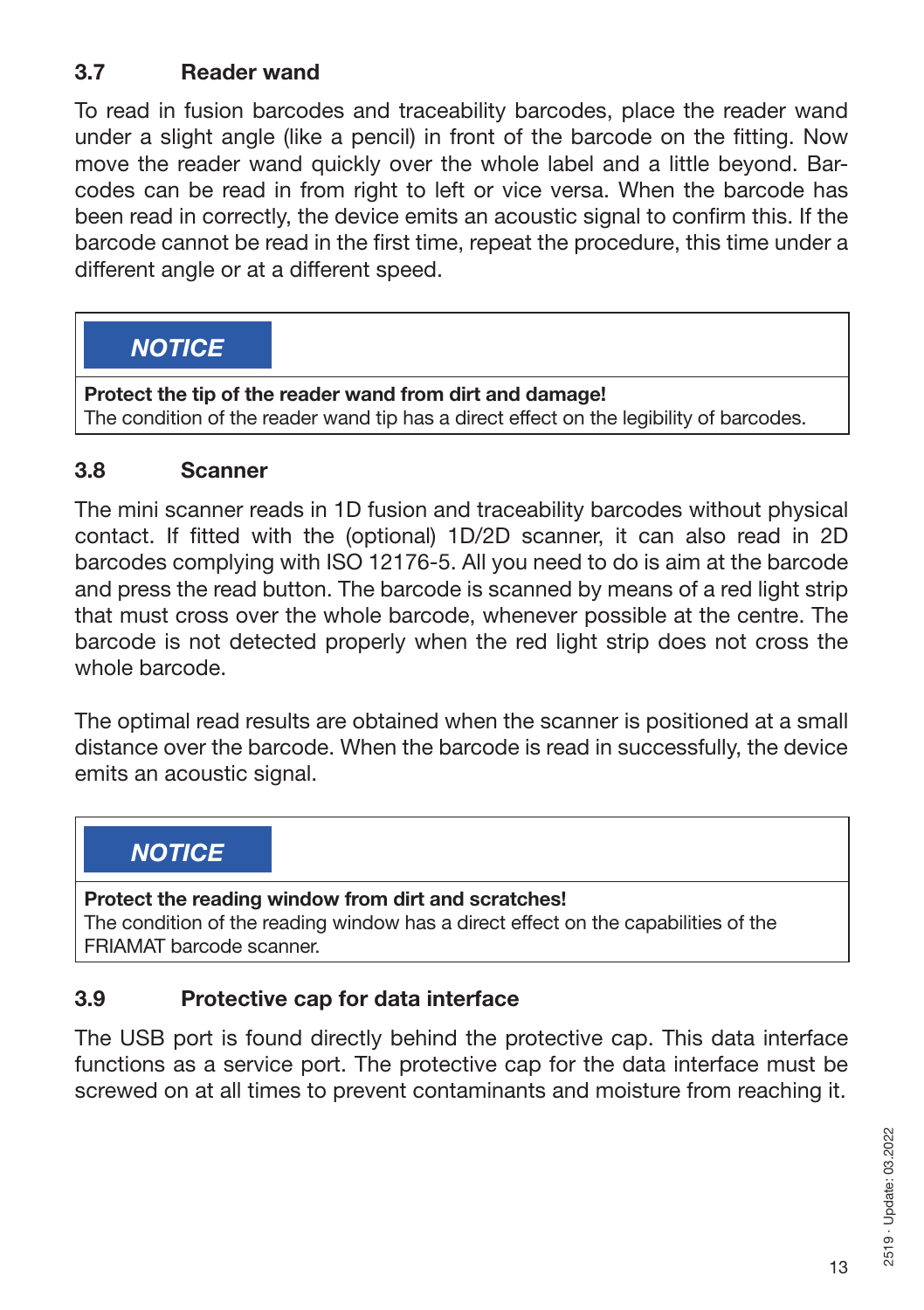### 3.7 Reader wand

To read in fusion barcodes and traceability barcodes, place the reader wand under a slight angle (like a pencil) in front of the barcode on the fitting. Now move the reader wand quickly over the whole label and a little beyond. Barcodes can be read in from right to left or vice versa. When the barcode has been read in correctly, the device emits an acoustic signal to confirm this. If the barcode cannot be read in the first time, repeat the procedure, this time under a different angle or at a different speed.

> ***NOTICE***
>
> **Protect the tip of the reader wand from dirt and damage!**
> The condition of the reader wand tip has a direct effect on the legibility of barcodes.

### 3.8 Scanner

The mini scanner reads in 1D fusion and traceability barcodes without physical contact. If fitted with the (optional) 1D/2D scanner, it can also read in 2D barcodes complying with ISO 12176-5. All you need to do is aim at the barcode and press the read button. The barcode is scanned by means of a red light strip that must cross over the whole barcode, whenever possible at the centre. The barcode is not detected properly when the red light strip does not cross the whole barcode.

The optimal read results are obtained when the scanner is positioned at a small distance over the barcode. When the barcode is read in successfully, the device emits an acoustic signal.

> ***NOTICE***
>
> **Protect the reading window from dirt and scratches!**
> The condition of the reading window has a direct effect on the capabilities of the FRIAMAT barcode scanner.

### 3.9 Protective cap for data interface

The USB port is found directly behind the protective cap. This data interface functions as a service port. The protective cap for the data interface must be screwed on at all times to prevent contaminants and moisture from reaching it.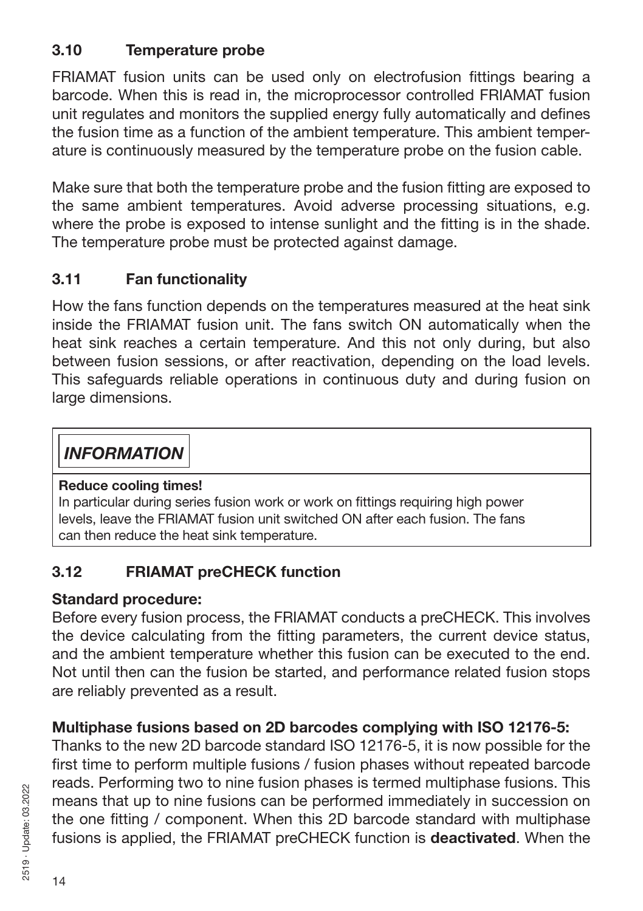## 3.10 Temperature probe

FRIAMAT fusion units can be used only on electrofusion fittings bearing a barcode. When this is read in, the microprocessor controlled FRIAMAT fusion unit regulates and monitors the supplied energy fully automatically and defines the fusion time as a function of the ambient temperature. This ambient temperature is continuously measured by the temperature probe on the fusion cable.

Make sure that both the temperature probe and the fusion fitting are exposed to the same ambient temperatures. Avoid adverse processing situations, e.g. where the probe is exposed to intense sunlight and the fitting is in the shade. The temperature probe must be protected against damage.

## 3.11 Fan functionality

How the fans function depends on the temperatures measured at the heat sink inside the FRIAMAT fusion unit. The fans switch ON automatically when the heat sink reaches a certain temperature. And this not only during, but also between fusion sessions, or after reactivation, depending on the load levels. This safeguards reliable operations in continuous duty and during fusion on large dimensions.

> ***INFORMATION***
>
> **Reduce cooling times!**
> In particular during series fusion work or work on fittings requiring high power levels, leave the FRIAMAT fusion unit switched ON after each fusion. The fans can then reduce the heat sink temperature.

## 3.12 FRIAMAT preCHECK function

**Standard procedure:**
Before every fusion process, the FRIAMAT conducts a preCHECK. This involves the device calculating from the fitting parameters, the current device status, and the ambient temperature whether this fusion can be executed to the end. Not until then can the fusion be started, and performance related fusion stops are reliably prevented as a result.

**Multiphase fusions based on 2D barcodes complying with ISO 12176-5:**
Thanks to the new 2D barcode standard ISO 12176-5, it is now possible for the first time to perform multiple fusions / fusion phases without repeated barcode reads. Performing two to nine fusion phases is termed multiphase fusions. This means that up to nine fusions can be performed immediately in succession on the one fitting / component. When this 2D barcode standard with multiphase fusions is applied, the FRIAMAT preCHECK function is **deactivated**. When the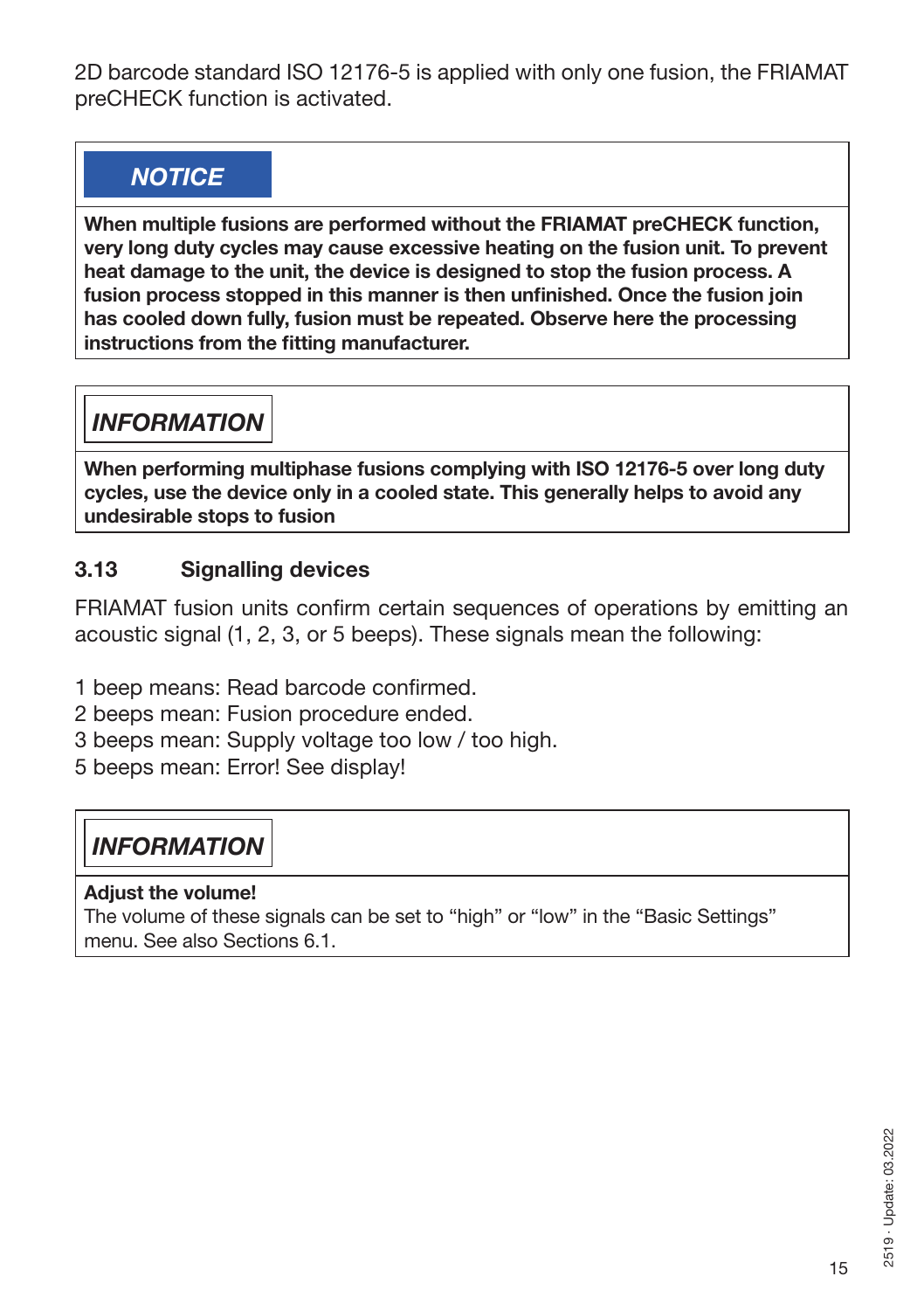2D barcode standard ISO 12176-5 is applied with only one fusion, the FRIAMAT preCHECK function is activated.

> ***NOTICE***
>
> **When multiple fusions are performed without the FRIAMAT preCHECK function, very long duty cycles may cause excessive heating on the fusion unit. To prevent heat damage to the unit, the device is designed to stop the fusion process. A fusion process stopped in this manner is then unfinished. Once the fusion join has cooled down fully, fusion must be repeated. Observe here the processing instructions from the fitting manufacturer.**

> ***INFORMATION***
>
> **When performing multiphase fusions complying with ISO 12176-5 over long duty cycles, use the device only in a cooled state. This generally helps to avoid any undesirable stops to fusion**

### 3.13 Signalling devices

FRIAMAT fusion units confirm certain sequences of operations by emitting an acoustic signal (1, 2, 3, or 5 beeps). These signals mean the following:

1 beep means: Read barcode confirmed.
2 beeps mean: Fusion procedure ended.
3 beeps mean: Supply voltage too low / too high.
5 beeps mean: Error! See display!

> ***INFORMATION***
>
> **Adjust the volume!**
> The volume of these signals can be set to “high” or “low” in the “Basic Settings” menu. See also Sections 6.1.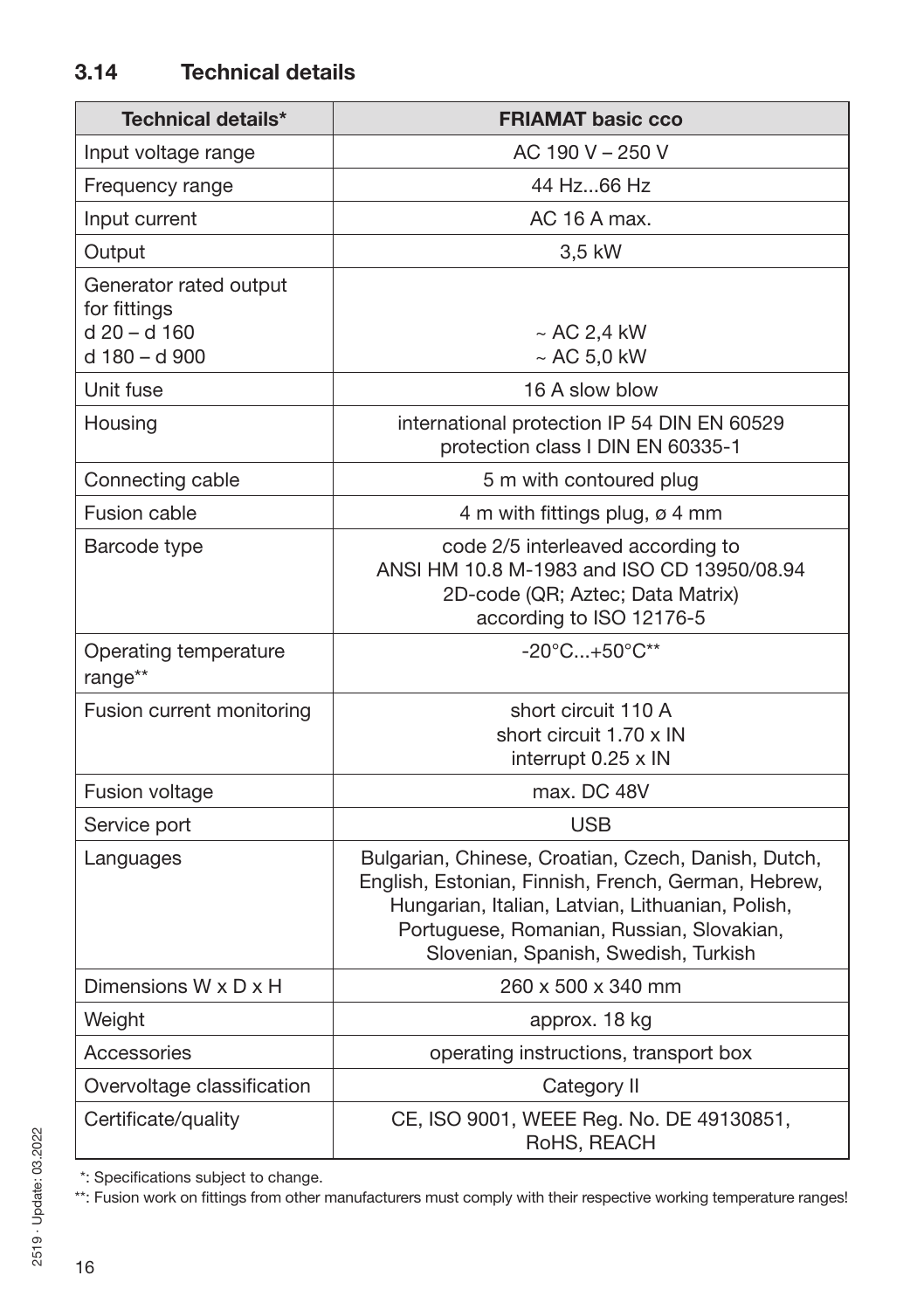## 3.14 Technical details

| Technical details* | FRIAMAT basic cco |
|---|---|
| Input voltage range | AC 190 V – 250 V |
| Frequency range | 44 Hz...66 Hz |
| Input current | AC 16 A max. |
| Output | 3,5 kW |
| Generator rated output for fittings<br>d 20 – d 160<br>d 180 – d 900 | <br><br>~ AC 2,4 kW<br>~ AC 5,0 kW |
| Unit fuse | 16 A slow blow |
| Housing | international protection IP 54 DIN EN 60529<br>protection class I DIN EN 60335-1 |
| Connecting cable | 5 m with contoured plug |
| Fusion cable | 4 m with fittings plug, ø 4 mm |
| Barcode type | code 2/5 interleaved according to<br>ANSI HM 10.8 M-1983 and ISO CD 13950/08.94<br>2D-code (QR; Aztec; Data Matrix)<br>according to ISO 12176-5 |
| Operating temperature range** | -20°C...+50°C** |
| Fusion current monitoring | short circuit 110 A<br>short circuit 1.70 x IN<br>interrupt 0.25 x IN |
| Fusion voltage | max. DC 48V |
| Service port | USB |
| Languages | Bulgarian, Chinese, Croatian, Czech, Danish, Dutch, English, Estonian, Finnish, French, German, Hebrew, Hungarian, Italian, Latvian, Lithuanian, Polish, Portuguese, Romanian, Russian, Slovakian, Slovenian, Spanish, Swedish, Turkish |
| Dimensions W x D x H | 260 x 500 x 340 mm |
| Weight | approx. 18 kg |
| Accessories | operating instructions, transport box |
| Overvoltage classification | Category II |
| Certificate/quality | CE, ISO 9001, WEEE Reg. No. DE 49130851, RoHS, REACH |

*: Specifications subject to change.

**: Fusion work on fittings from other manufacturers must comply with their respective working temperature ranges!

2519 · Update: 03.2022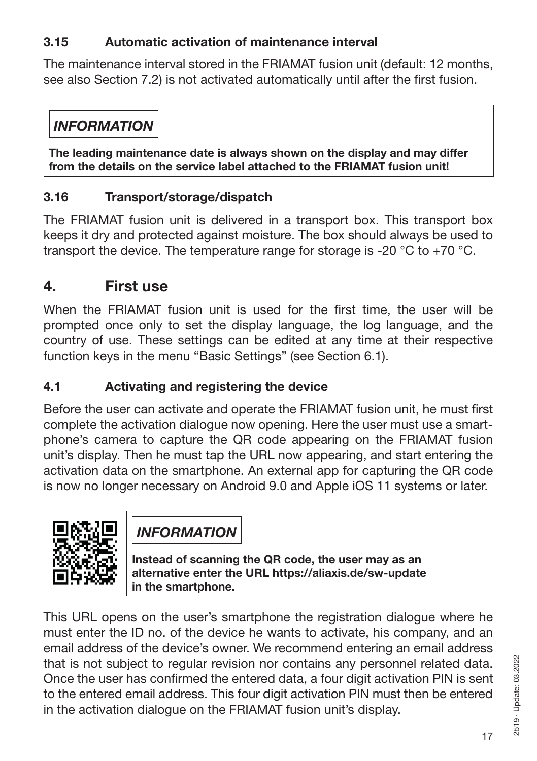### 3.15 Automatic activation of maintenance interval

The maintenance interval stored in the FRIAMAT fusion unit (default: 12 months, see also Section 7.2) is not activated automatically until after the first fusion.

> ***INFORMATION***
>
> **The leading maintenance date is always shown on the display and may differ from the details on the service label attached to the FRIAMAT fusion unit!**

### 3.16 Transport/storage/dispatch

The FRIAMAT fusion unit is delivered in a transport box. This transport box keeps it dry and protected against moisture. The box should always be used to transport the device. The temperature range for storage is -20 °C to +70 °C.

## 4. First use

When the FRIAMAT fusion unit is used for the first time, the user will be prompted once only to set the display language, the log language, and the country of use. These settings can be edited at any time at their respective function keys in the menu “Basic Settings” (see Section 6.1).

### 4.1 Activating and registering the device

Before the user can activate and operate the FRIAMAT fusion unit, he must first complete the activation dialogue now opening. Here the user must use a smartphone’s camera to capture the QR code appearing on the FRIAMAT fusion unit’s display. Then he must tap the URL now appearing, and start entering the activation data on the smartphone. An external app for capturing the QR code is now no longer necessary on Android 9.0 and Apple iOS 11 systems or later.

> ***INFORMATION***
>
> **Instead of scanning the QR code, the user may as an alternative enter the URL https://aliaxis.de/sw-update in the smartphone.**

This URL opens on the user’s smartphone the registration dialogue where he must enter the ID no. of the device he wants to activate, his company, and an email address of the device’s owner. We recommend entering an email address that is not subject to regular revision nor contains any personnel related data. Once the user has confirmed the entered data, a four digit activation PIN is sent to the entered email address. This four digit activation PIN must then be entered in the activation dialogue on the FRIAMAT fusion unit’s display.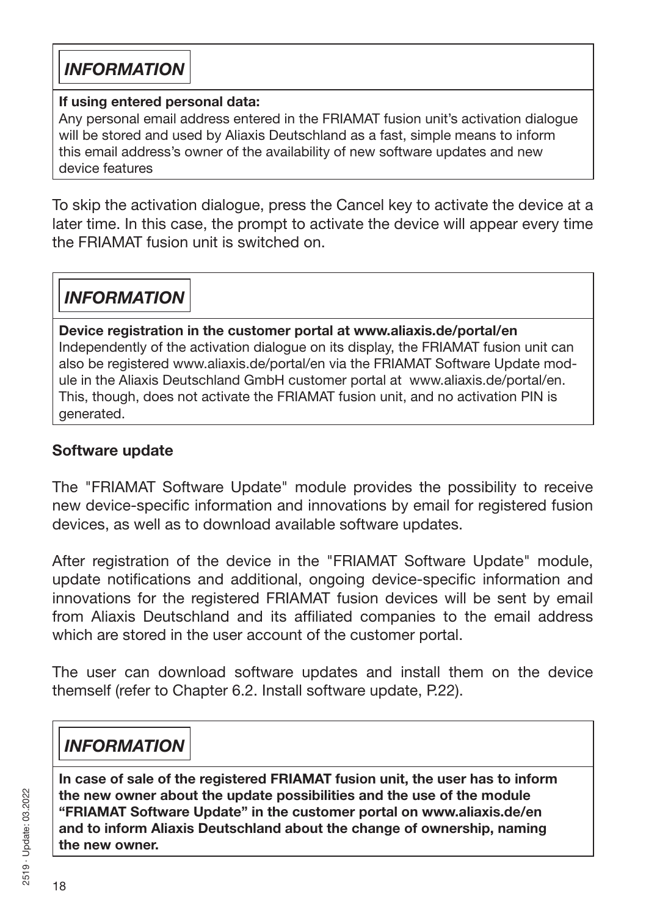***INFORMATION***

**If using entered personal data:**
Any personal email address entered in the FRIAMAT fusion unit's activation dialogue will be stored and used by Aliaxis Deutschland as a fast, simple means to inform this email address's owner of the availability of new software updates and new device features

To skip the activation dialogue, press the Cancel key to activate the device at a later time. In this case, the prompt to activate the device will appear every time the FRIAMAT fusion unit is switched on.

***INFORMATION***

**Device registration in the customer portal at www.aliaxis.de/portal/en**
Independently of the activation dialogue on its display, the FRIAMAT fusion unit can also be registered www.aliaxis.de/portal/en via the FRIAMAT Software Update module in the Aliaxis Deutschland GmbH customer portal at www.aliaxis.de/portal/en. This, though, does not activate the FRIAMAT fusion unit, and no activation PIN is generated.

**Software update**

The "FRIAMAT Software Update" module provides the possibility to receive new device-specific information and innovations by email for registered fusion devices, as well as to download available software updates.

After registration of the device in the "FRIAMAT Software Update" module, update notifications and additional, ongoing device-specific information and innovations for the registered FRIAMAT fusion devices will be sent by email from Aliaxis Deutschland and its affiliated companies to the email address which are stored in the user account of the customer portal.

The user can download software updates and install them on the device themself (refer to Chapter 6.2. Install software update, P.22).

***INFORMATION***

**In case of sale of the registered FRIAMAT fusion unit, the user has to inform the new owner about the update possibilities and the use of the module "FRIAMAT Software Update" in the customer portal on www.aliaxis.de/en and to inform Aliaxis Deutschland about the change of ownership, naming the new owner.**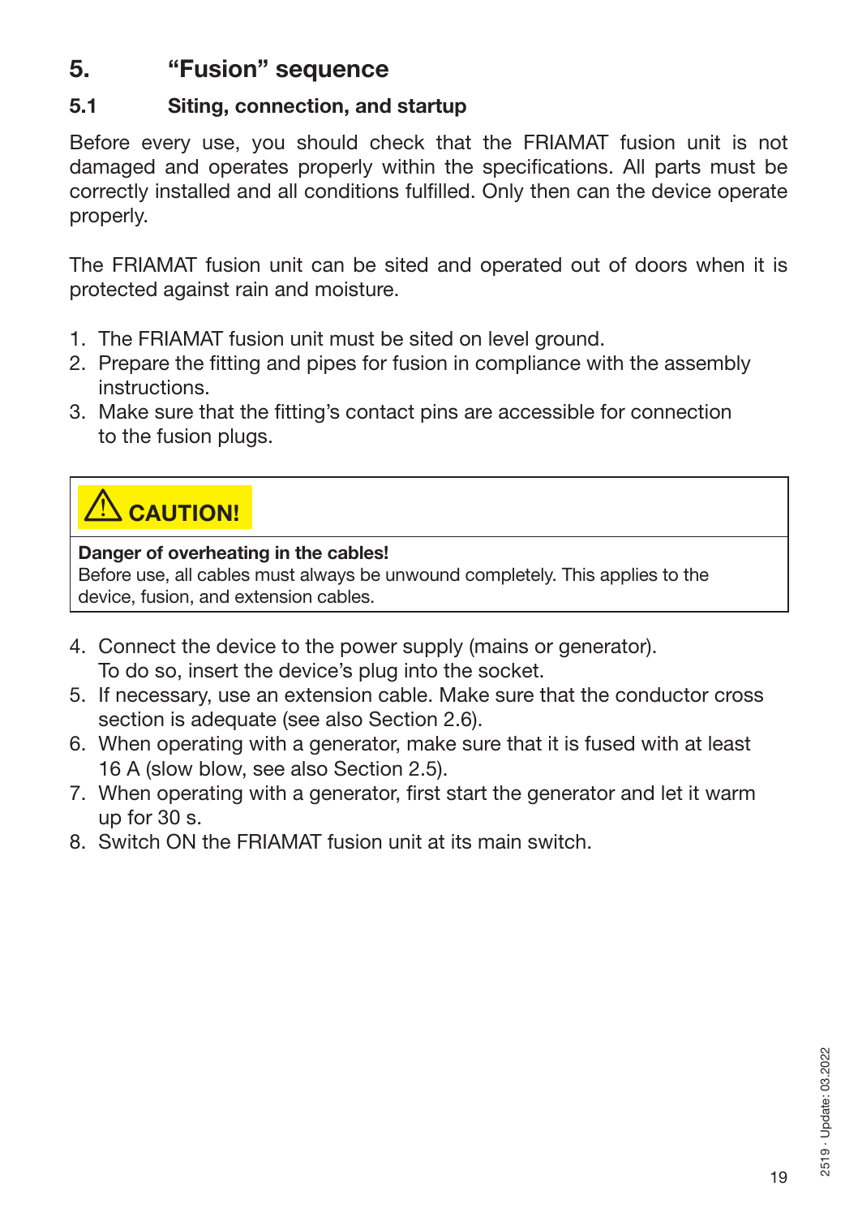# 5. “Fusion” sequence

## 5.1 Siting, connection, and startup

Before every use, you should check that the FRIAMAT fusion unit is not damaged and operates properly within the specifications. All parts must be correctly installed and all conditions fulfilled. Only then can the device operate properly.

The FRIAMAT fusion unit can be sited and operated out of doors when it is protected against rain and moisture.

1. The FRIAMAT fusion unit must be sited on level ground.
2. Prepare the fitting and pipes for fusion in compliance with the assembly instructions.
3. Make sure that the fitting’s contact pins are accessible for connection to the fusion plugs.

> ⚠ **CAUTION!**
>
> **Danger of overheating in the cables!**
> Before use, all cables must always be unwound completely. This applies to the device, fusion, and extension cables.

4. Connect the device to the power supply (mains or generator). To do so, insert the device’s plug into the socket.
5. If necessary, use an extension cable. Make sure that the conductor cross section is adequate (see also Section 2.6).
6. When operating with a generator, make sure that it is fused with at least 16 A (slow blow, see also Section 2.5).
7. When operating with a generator, first start the generator and let it warm up for 30 s.
8. Switch ON the FRIAMAT fusion unit at its main switch.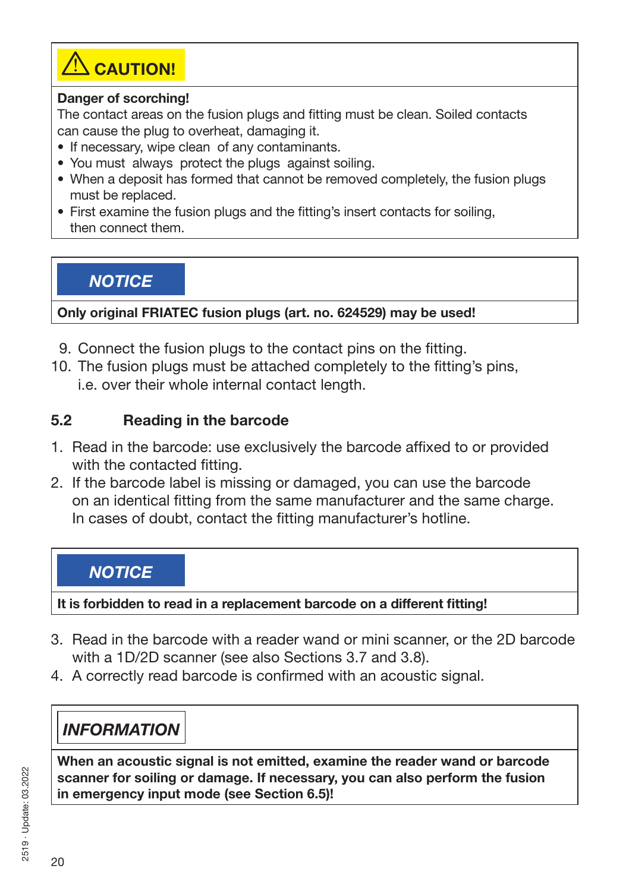**⚠ CAUTION!**

**Danger of scorching!**
The contact areas on the fusion plugs and fitting must be clean. Soiled contacts can cause the plug to overheat, damaging it.

- If necessary, wipe clean of any contaminants.
- You must always protect the plugs against soiling.
- When a deposit has formed that cannot be removed completely, the fusion plugs must be replaced.
- First examine the fusion plugs and the fitting's insert contacts for soiling, then connect them.

***NOTICE***

**Only original FRIATEC fusion plugs (art. no. 624529) may be used!**

9. Connect the fusion plugs to the contact pins on the fitting.
10. The fusion plugs must be attached completely to the fitting's pins, i.e. over their whole internal contact length.

## 5.2 Reading in the barcode

1. Read in the barcode: use exclusively the barcode affixed to or provided with the contacted fitting.
2. If the barcode label is missing or damaged, you can use the barcode on an identical fitting from the same manufacturer and the same charge. In cases of doubt, contact the fitting manufacturer's hotline.

***NOTICE***

**It is forbidden to read in a replacement barcode on a different fitting!**

3. Read in the barcode with a reader wand or mini scanner, or the 2D barcode with a 1D/2D scanner (see also Sections 3.7 and 3.8).
4. A correctly read barcode is confirmed with an acoustic signal.

***INFORMATION***

**When an acoustic signal is not emitted, examine the reader wand or barcode scanner for soiling or damage. If necessary, you can also perform the fusion in emergency input mode (see Section 6.5)!**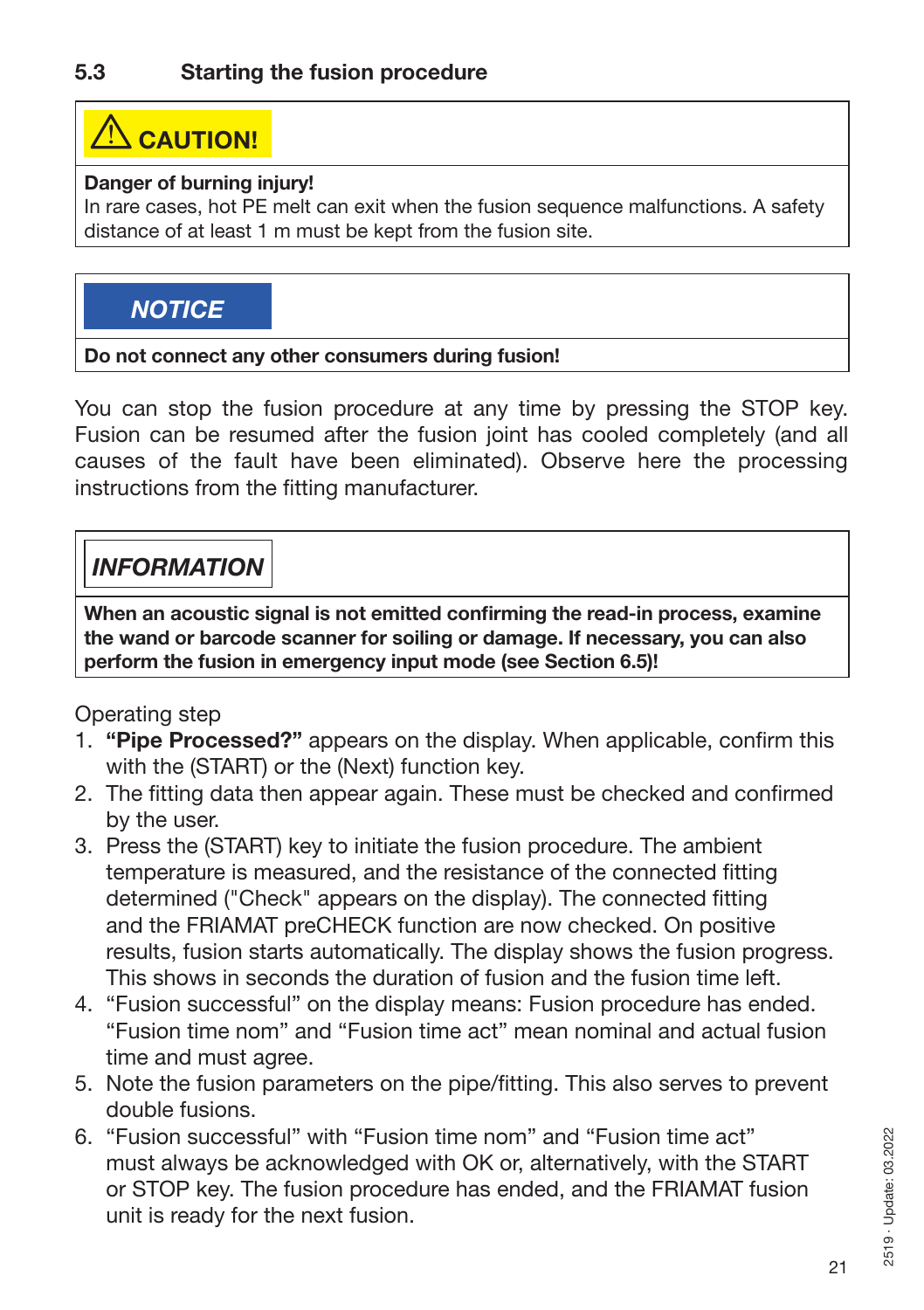## 5.3 Starting the fusion procedure

> ⚠ **CAUTION!**
>
> **Danger of burning injury!**
> In rare cases, hot PE melt can exit when the fusion sequence malfunctions. A safety distance of at least 1 m must be kept from the fusion site.

> ***NOTICE***
>
> **Do not connect any other consumers during fusion!**

You can stop the fusion procedure at any time by pressing the STOP key. Fusion can be resumed after the fusion joint has cooled completely (and all causes of the fault have been eliminated). Observe here the processing instructions from the fitting manufacturer.

> ***INFORMATION***
>
> **When an acoustic signal is not emitted confirming the read-in process, examine the wand or barcode scanner for soiling or damage. If necessary, you can also perform the fusion in emergency input mode (see Section 6.5)!**

Operating step

1. **"Pipe Processed?"** appears on the display. When applicable, confirm this with the (START) or the (Next) function key.
2. The fitting data then appear again. These must be checked and confirmed by the user.
3. Press the (START) key to initiate the fusion procedure. The ambient temperature is measured, and the resistance of the connected fitting determined ("Check" appears on the display). The connected fitting and the FRIAMAT preCHECK function are now checked. On positive results, fusion starts automatically. The display shows the fusion progress. This shows in seconds the duration of fusion and the fusion time left.
4. "Fusion successful" on the display means: Fusion procedure has ended. "Fusion time nom" and "Fusion time act" mean nominal and actual fusion time and must agree.
5. Note the fusion parameters on the pipe/fitting. This also serves to prevent double fusions.
6. "Fusion successful" with "Fusion time nom" and "Fusion time act" must always be acknowledged with OK or, alternatively, with the START or STOP key. The fusion procedure has ended, and the FRIAMAT fusion unit is ready for the next fusion.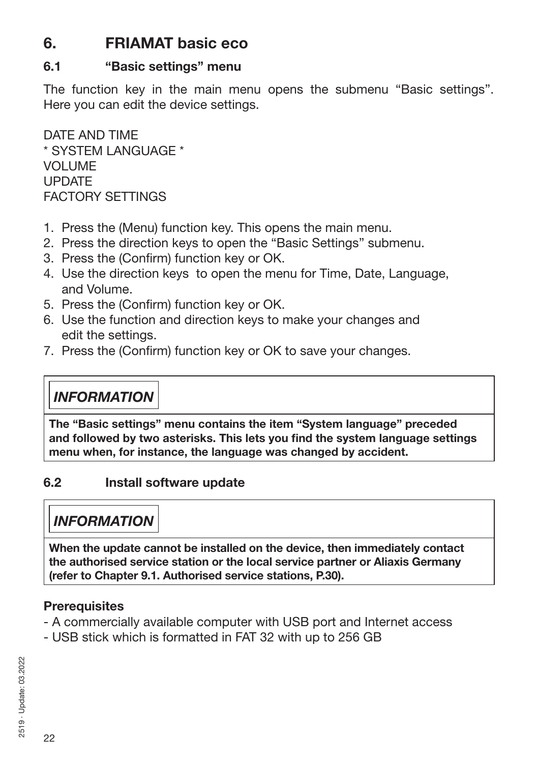# 6. FRIAMAT basic eco

## 6.1 "Basic settings" menu

The function key in the main menu opens the submenu "Basic settings". Here you can edit the device settings.

DATE AND TIME
* SYSTEM LANGUAGE *
VOLUME
UPDATE
FACTORY SETTINGS

1. Press the (Menu) function key. This opens the main menu.
2. Press the direction keys to open the "Basic Settings" submenu.
3. Press the (Confirm) function key or OK.
4. Use the direction keys to open the menu for Time, Date, Language, and Volume.
5. Press the (Confirm) function key or OK.
6. Use the function and direction keys to make your changes and edit the settings.
7. Press the (Confirm) function key or OK to save your changes.

***INFORMATION***

**The "Basic settings" menu contains the item "System language" preceded and followed by two asterisks. This lets you find the system language settings menu when, for instance, the language was changed by accident.**

## 6.2 Install software update

***INFORMATION***

**When the update cannot be installed on the device, then immediately contact the authorised service station or the local service partner or Aliaxis Germany (refer to Chapter 9.1. Authorised service stations, P.30).**

**Prerequisites**

- A commercially available computer with USB port and Internet access
- USB stick which is formatted in FAT 32 with up to 256 GB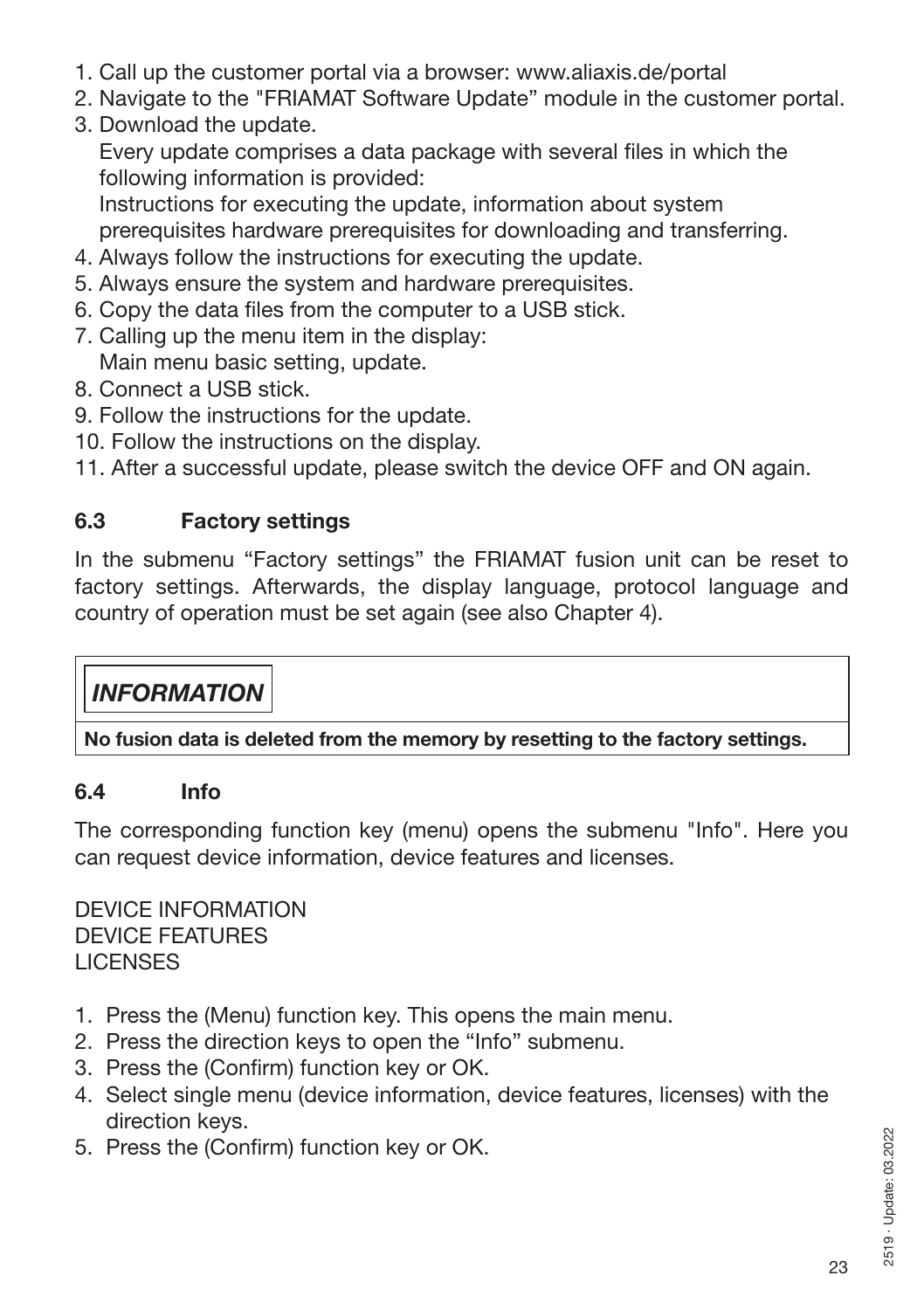1. Call up the customer portal via a browser: www.aliaxis.de/portal
2. Navigate to the "FRIAMAT Software Update" module in the customer portal.
3. Download the update.
   Every update comprises a data package with several files in which the following information is provided:
   Instructions for executing the update, information about system prerequisites hardware prerequisites for downloading and transferring.
4. Always follow the instructions for executing the update.
5. Always ensure the system and hardware prerequisites.
6. Copy the data files from the computer to a USB stick.
7. Calling up the menu item in the display:
   Main menu basic setting, update.
8. Connect a USB stick.
9. Follow the instructions for the update.
10. Follow the instructions on the display.
11. After a successful update, please switch the device OFF and ON again.

### 6.3 Factory settings

In the submenu "Factory settings" the FRIAMAT fusion unit can be reset to factory settings. Afterwards, the display language, protocol language and country of operation must be set again (see also Chapter 4).

***INFORMATION***

**No fusion data is deleted from the memory by resetting to the factory settings.**

### 6.4 Info

The corresponding function key (menu) opens the submenu "Info". Here you can request device information, device features and licenses.

DEVICE INFORMATION
DEVICE FEATURES
LICENSES

1. Press the (Menu) function key. This opens the main menu.
2. Press the direction keys to open the "Info" submenu.
3. Press the (Confirm) function key or OK.
4. Select single menu (device information, device features, licenses) with the direction keys.
5. Press the (Confirm) function key or OK.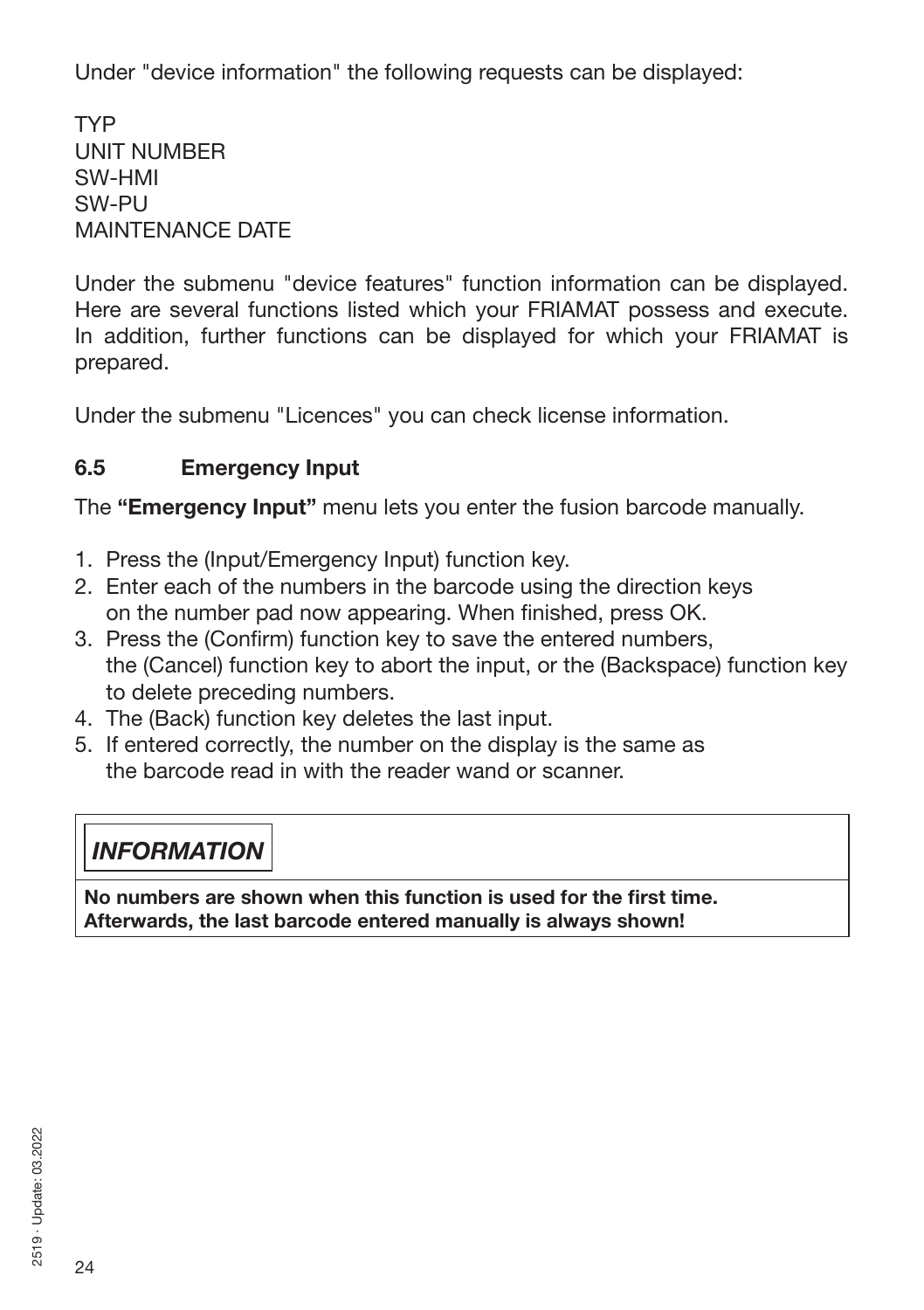Under "device information" the following requests can be displayed:

TYP
UNIT NUMBER
SW-HMI
SW-PU
MAINTENANCE DATE

Under the submenu "device features" function information can be displayed. Here are several functions listed which your FRIAMAT possess and execute. In addition, further functions can be displayed for which your FRIAMAT is prepared.

Under the submenu "Licences" you can check license information.

### 6.5 Emergency Input

The **"Emergency Input"** menu lets you enter the fusion barcode manually.

1. Press the (Input/Emergency Input) function key.
2. Enter each of the numbers in the barcode using the direction keys on the number pad now appearing. When finished, press OK.
3. Press the (Confirm) function key to save the entered numbers, the (Cancel) function key to abort the input, or the (Backspace) function key to delete preceding numbers.
4. The (Back) function key deletes the last input.
5. If entered correctly, the number on the display is the same as the barcode read in with the reader wand or scanner.

***INFORMATION***

**No numbers are shown when this function is used for the first time.**
**Afterwards, the last barcode entered manually is always shown!**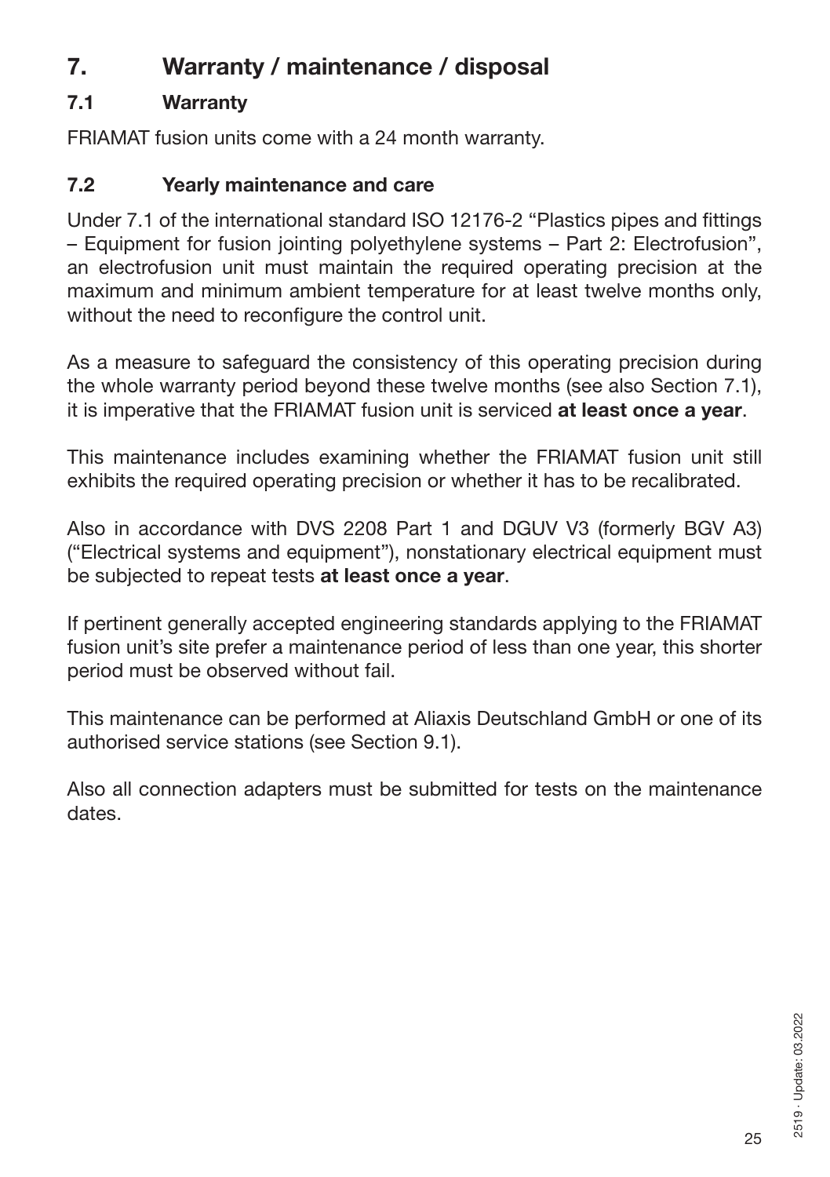# 7. Warranty / maintenance / disposal

## 7.1 Warranty

FRIAMAT fusion units come with a 24 month warranty.

## 7.2 Yearly maintenance and care

Under 7.1 of the international standard ISO 12176-2 “Plastics pipes and fittings – Equipment for fusion jointing polyethylene systems – Part 2: Electrofusion”, an electrofusion unit must maintain the required operating precision at the maximum and minimum ambient temperature for at least twelve months only, without the need to reconfigure the control unit.

As a measure to safeguard the consistency of this operating precision during the whole warranty period beyond these twelve months (see also Section 7.1), it is imperative that the FRIAMAT fusion unit is serviced **at least once a year**.

This maintenance includes examining whether the FRIAMAT fusion unit still exhibits the required operating precision or whether it has to be recalibrated.

Also in accordance with DVS 2208 Part 1 and DGUV V3 (formerly BGV A3) (“Electrical systems and equipment”), nonstationary electrical equipment must be subjected to repeat tests **at least once a year**.

If pertinent generally accepted engineering standards applying to the FRIAMAT fusion unit’s site prefer a maintenance period of less than one year, this shorter period must be observed without fail.

This maintenance can be performed at Aliaxis Deutschland GmbH or one of its authorised service stations (see Section 9.1).

Also all connection adapters must be submitted for tests on the maintenance dates.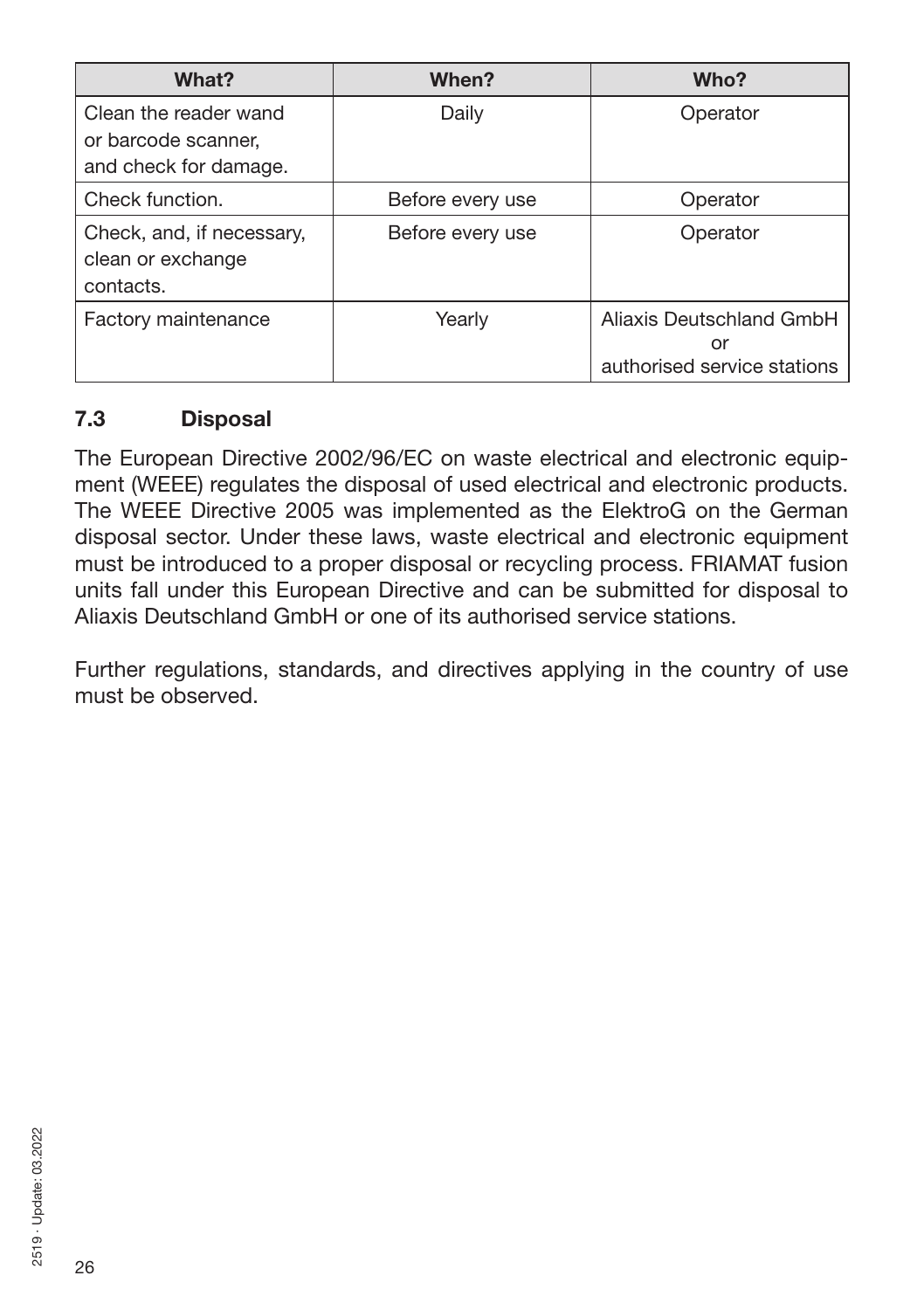| What? | When? | Who? |
| --- | --- | --- |
| Clean the reader wand or barcode scanner, and check for damage. | Daily | Operator |
| Check function. | Before every use | Operator |
| Check, and, if necessary, clean or exchange contacts. | Before every use | Operator |
| Factory maintenance | Yearly | Aliaxis Deutschland GmbH or authorised service stations |

## 7.3 Disposal

The European Directive 2002/96/EC on waste electrical and electronic equipment (WEEE) regulates the disposal of used electrical and electronic products. The WEEE Directive 2005 was implemented as the ElektroG on the German disposal sector. Under these laws, waste electrical and electronic equipment must be introduced to a proper disposal or recycling process. FRIAMAT fusion units fall under this European Directive and can be submitted for disposal to Aliaxis Deutschland GmbH or one of its authorised service stations.

Further regulations, standards, and directives applying in the country of use must be observed.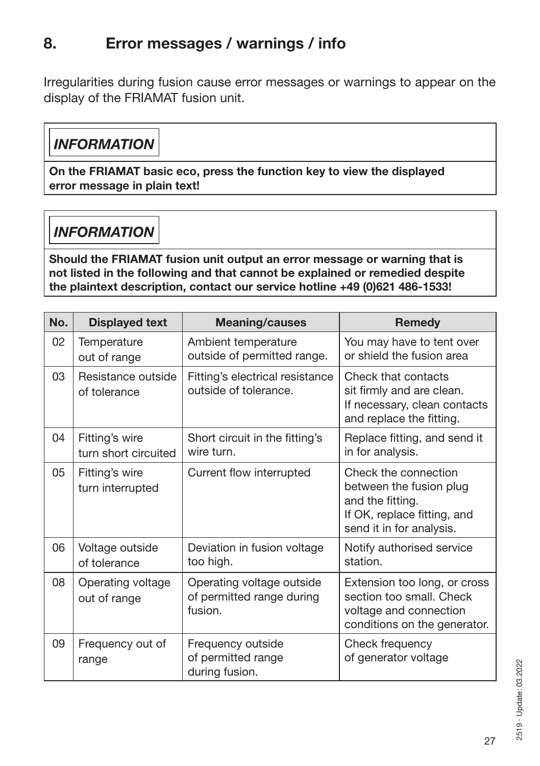## 8. Error messages / warnings / info

Irregularities during fusion cause error messages or warnings to appear on the display of the FRIAMAT fusion unit.

> ***INFORMATION***
>
> **On the FRIAMAT basic eco, press the function key to view the displayed error message in plain text!**

> ***INFORMATION***
>
> **Should the FRIAMAT fusion unit output an error message or warning that is not listed in the following and that cannot be explained or remedied despite the plaintext description, contact our service hotline +49 (0)621 486-1533!**

| No. | Displayed text | Meaning/causes | Remedy |
|---|---|---|---|
| 02 | Temperature out of range | Ambient temperature outside of permitted range. | You may have to tent over or shield the fusion area |
| 03 | Resistance outside of tolerance | Fitting's electrical resistance outside of tolerance. | Check that contacts sit firmly and are clean. If necessary, clean contacts and replace the fitting. |
| 04 | Fitting's wire turn short circuited | Short circuit in the fitting's wire turn. | Replace fitting, and send it in for analysis. |
| 05 | Fitting's wire turn interrupted | Current flow interrupted | Check the connection between the fusion plug and the fitting. If OK, replace fitting, and send it in for analysis. |
| 06 | Voltage outside of tolerance | Deviation in fusion voltage too high. | Notify authorised service station. |
| 08 | Operating voltage out of range | Operating voltage outside of permitted range during fusion. | Extension too long, or cross section too small. Check voltage and connection conditions on the generator. |
| 09 | Frequency out of range | Frequency outside of permitted range during fusion. | Check frequency of generator voltage |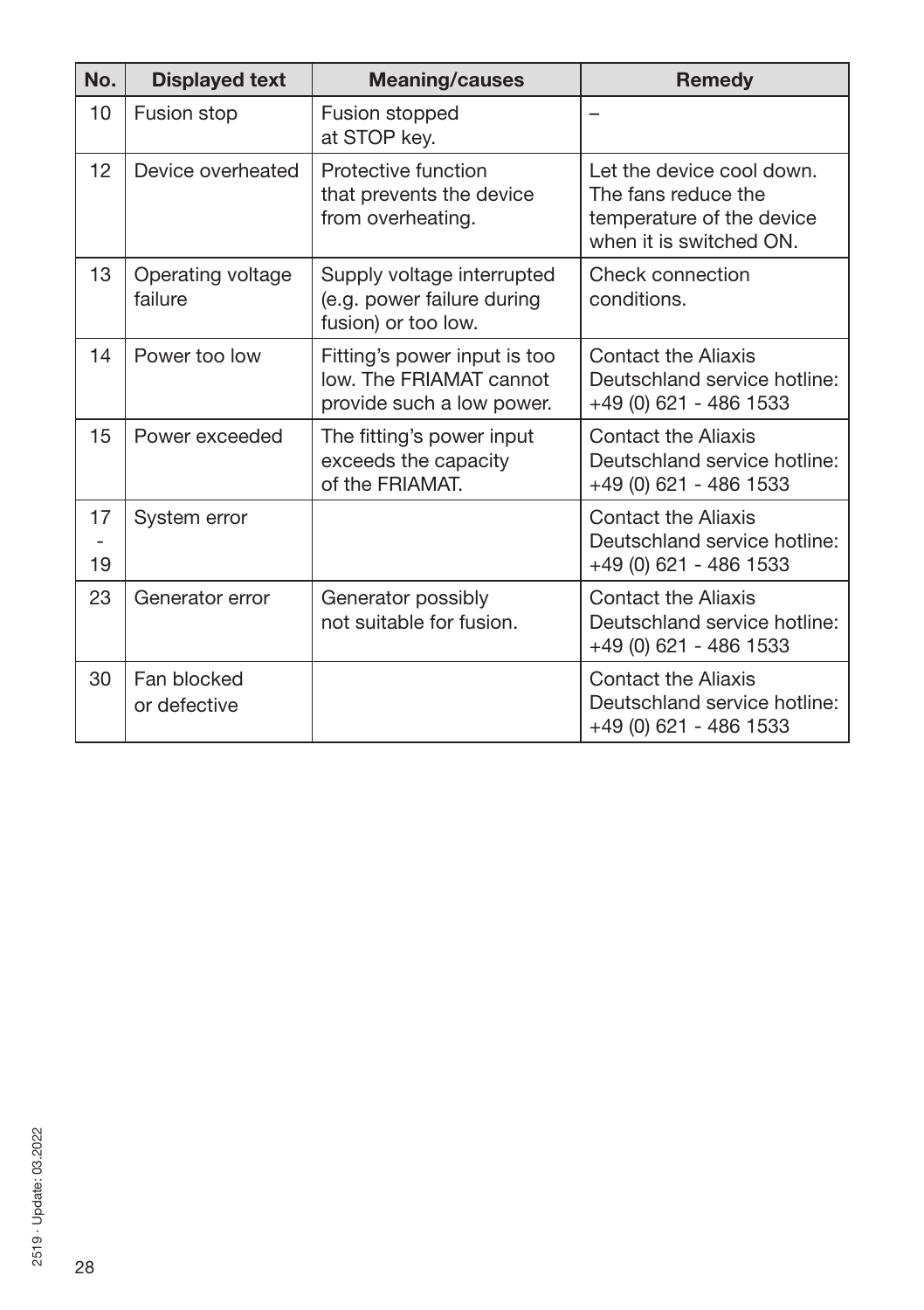| No. | Displayed text | Meaning/causes | Remedy |
|---|---|---|---|
| 10 | Fusion stop | Fusion stopped at STOP key. | – |
| 12 | Device overheated | Protective function that prevents the device from overheating. | Let the device cool down. The fans reduce the temperature of the device when it is switched ON. |
| 13 | Operating voltage failure | Supply voltage interrupted (e.g. power failure during fusion) or too low. | Check connection conditions. |
| 14 | Power too low | Fitting's power input is too low. The FRIAMAT cannot provide such a low power. | Contact the Aliaxis Deutschland service hotline: +49 (0) 621 - 486 1533 |
| 15 | Power exceeded | The fitting's power input exceeds the capacity of the FRIAMAT. | Contact the Aliaxis Deutschland service hotline: +49 (0) 621 - 486 1533 |
| 17 - 19 | System error | | Contact the Aliaxis Deutschland service hotline: +49 (0) 621 - 486 1533 |
| 23 | Generator error | Generator possibly not suitable for fusion. | Contact the Aliaxis Deutschland service hotline: +49 (0) 621 - 486 1533 |
| 30 | Fan blocked or defective | | Contact the Aliaxis Deutschland service hotline: +49 (0) 621 - 486 1533 |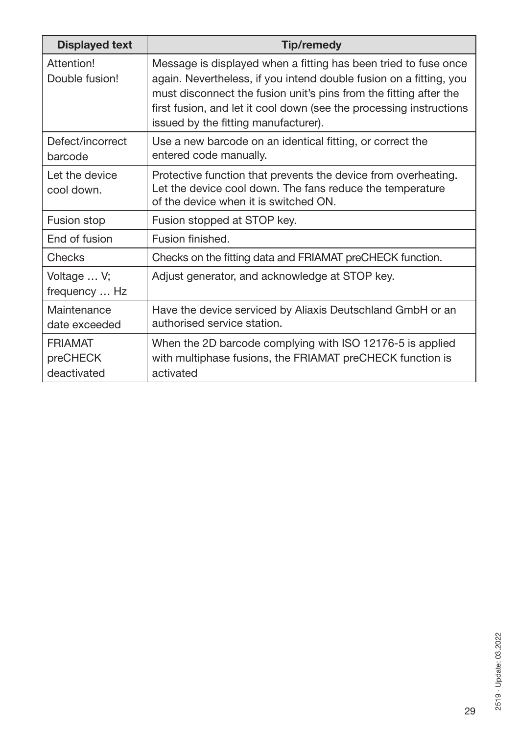| Displayed text | Tip/remedy |
|---|---|
| Attention!<br>Double fusion! | Message is displayed when a fitting has been tried to fuse once again. Nevertheless, if you intend double fusion on a fitting, you must disconnect the fusion unit's pins from the fitting after the first fusion, and let it cool down (see the processing instructions issued by the fitting manufacturer). |
| Defect/incorrect barcode | Use a new barcode on an identical fitting, or correct the entered code manually. |
| Let the device cool down. | Protective function that prevents the device from overheating. Let the device cool down. The fans reduce the temperature of the device when it is switched ON. |
| Fusion stop | Fusion stopped at STOP key. |
| End of fusion | Fusion finished. |
| Checks | Checks on the fitting data and FRIAMAT preCHECK function. |
| Voltage … V;<br>frequency … Hz | Adjust generator, and acknowledge at STOP key. |
| Maintenance date exceeded | Have the device serviced by Aliaxis Deutschland GmbH or an authorised service station. |
| FRIAMAT preCHECK deactivated | When the 2D barcode complying with ISO 12176-5 is applied with multiphase fusions, the FRIAMAT preCHECK function is activated |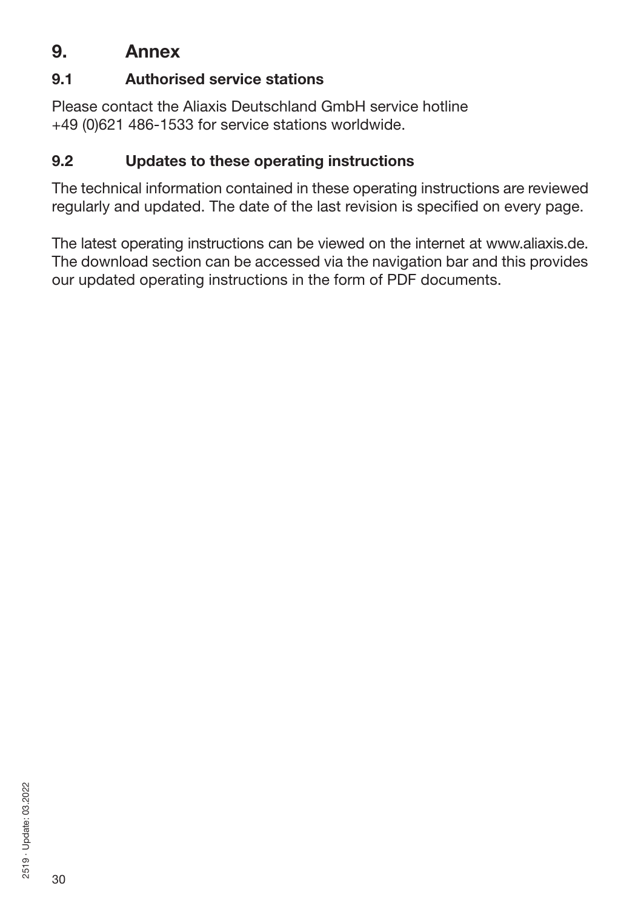# 9. Annex

## 9.1 Authorised service stations

Please contact the Aliaxis Deutschland GmbH service hotline +49 (0)621 486-1533 for service stations worldwide.

## 9.2 Updates to these operating instructions

The technical information contained in these operating instructions are reviewed regularly and updated. The date of the last revision is specified on every page.

The latest operating instructions can be viewed on the internet at www.aliaxis.de. The download section can be accessed via the navigation bar and this provides our updated operating instructions in the form of PDF documents.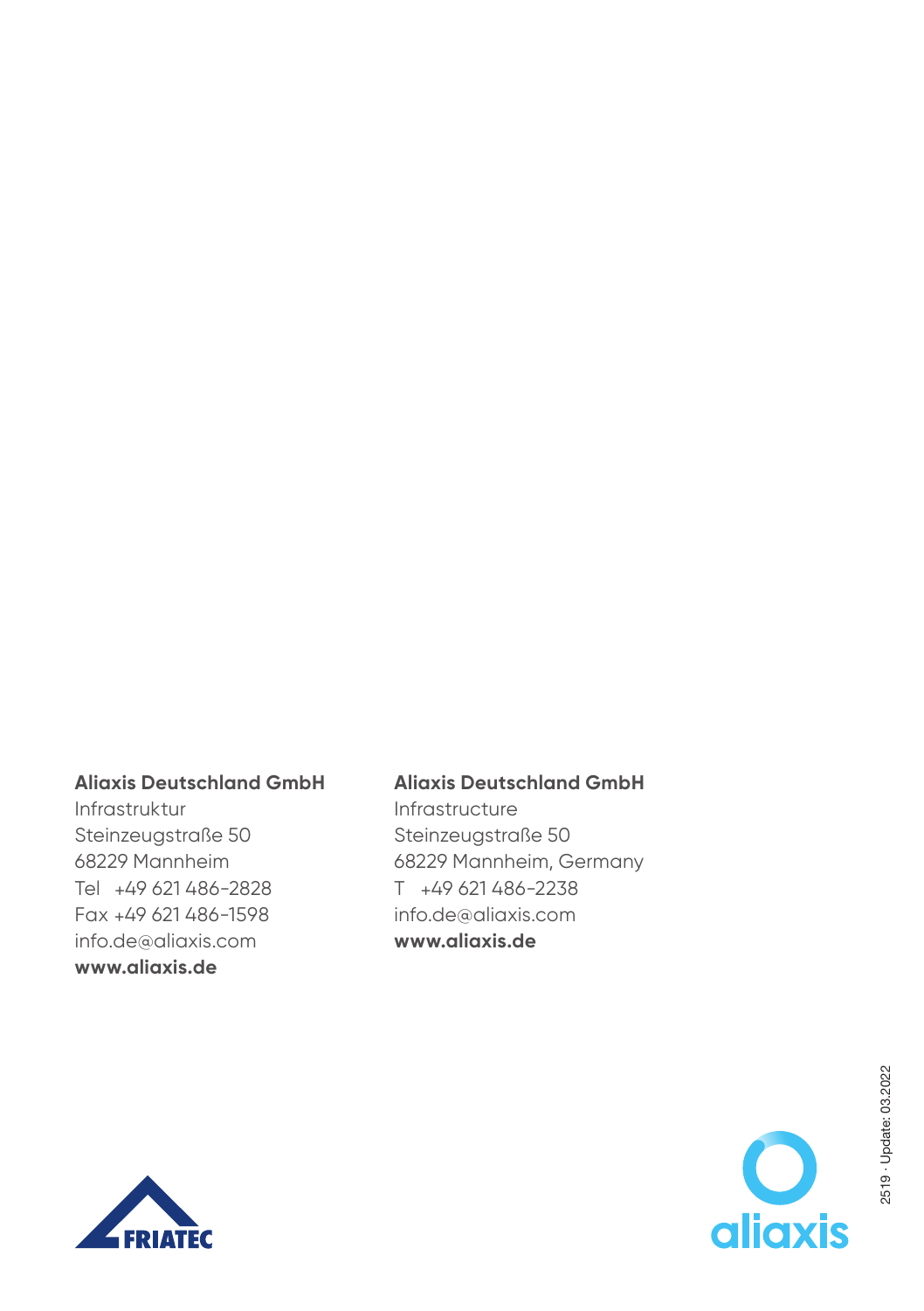**Aliaxis Deutschland GmbH**
Infrastruktur
Steinzeugstraße 50
68229 Mannheim
Tel +49 621 486-2828
Fax +49 621 486-1598
info.de@aliaxis.com
**www.aliaxis.de**

**Aliaxis Deutschland GmbH**
Infrastructure
Steinzeugstraße 50
68229 Mannheim, Germany
T +49 621 486-2238
info.de@aliaxis.com
**www.aliaxis.de**

FRIATEC

aliaxis

2519 · Update: 03.2022